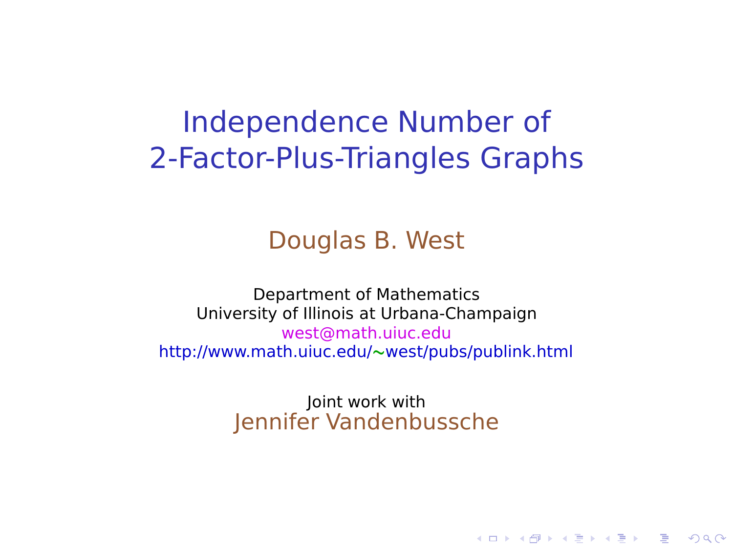# Independence Number of 2-Factor-Plus-Triangles Graphs

Douglas B. West

Department of Mathematics
University of Illinois at Urbana-Champaign
west@math.uiuc.edu
http://www.math.uiuc.edu/~west/pubs/publink.html

Joint work with
Jennifer Vandenbussche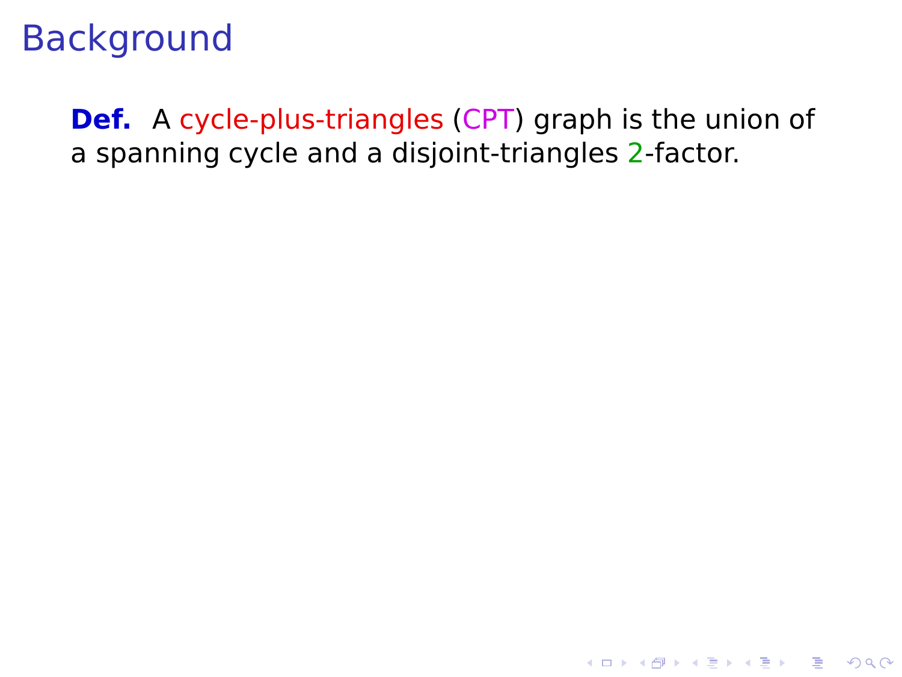# Background

**Def.** A cycle-plus-triangles (CPT) graph is the union of a spanning cycle and a disjoint-triangles $2$-factor.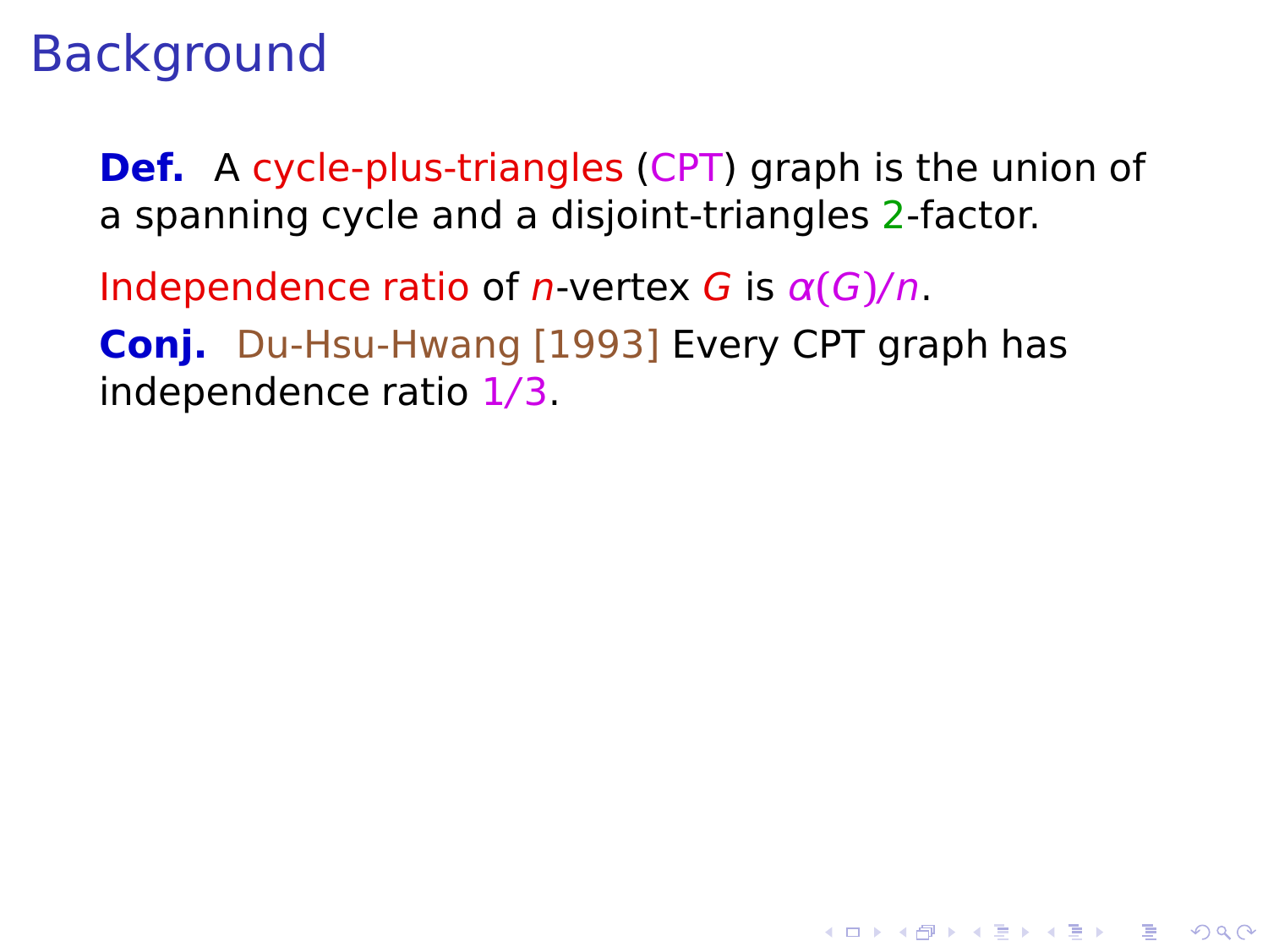# Background

**Def.** A cycle-plus-triangles (CPT) graph is the union of a spanning cycle and a disjoint-triangles 2-factor.

Independence ratio of $n$-vertex $G$ is $\alpha(G)/n$.

**Conj.** Du-Hsu-Hwang [1993] Every CPT graph has independence ratio 1/3.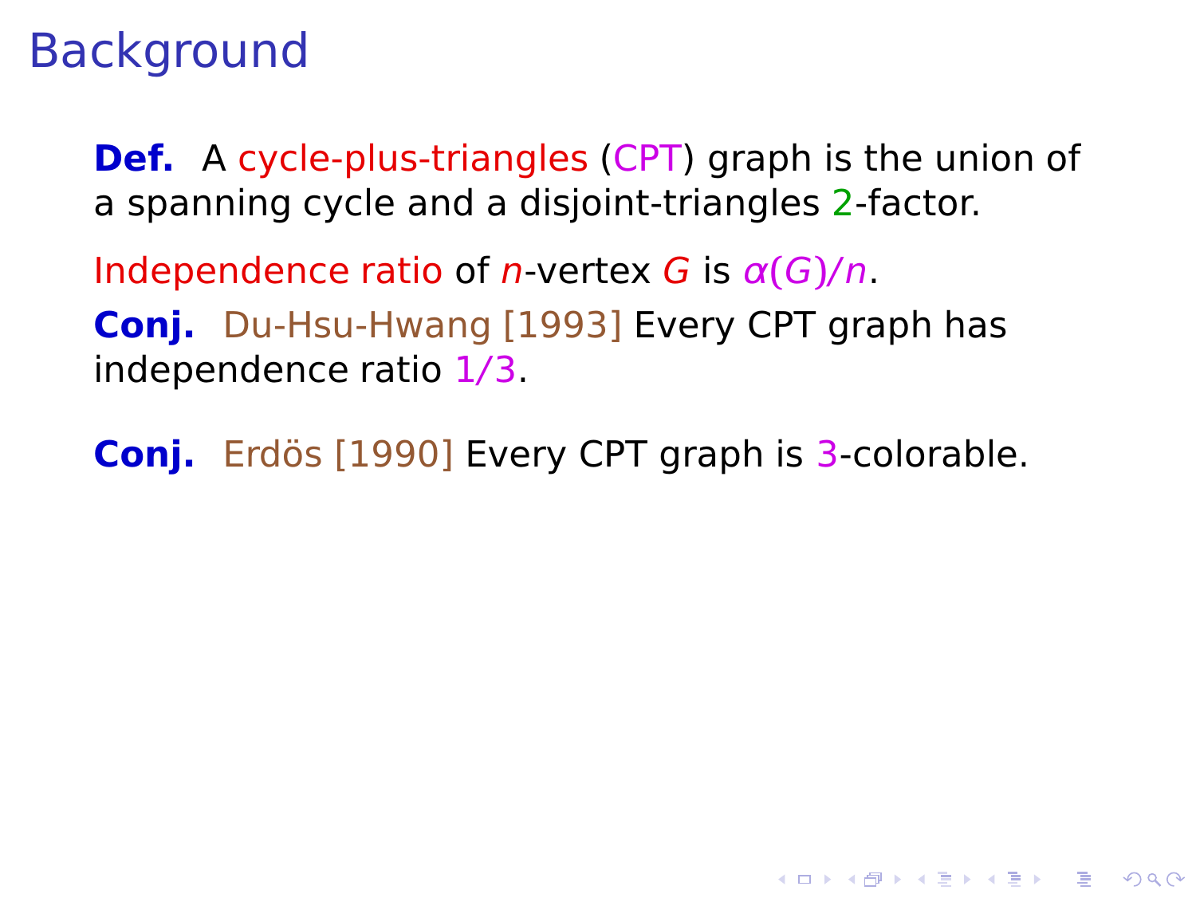# Background

**Def.** A cycle-plus-triangles (CPT) graph is the union of a spanning cycle and a disjoint-triangles 2-factor.

Independence ratio of $n$-vertex $G$ is $\alpha(G)/n$.

**Conj.** Du-Hsu-Hwang [1993] Every CPT graph has independence ratio 1/3.

**Conj.** Erdös [1990] Every CPT graph is 3-colorable.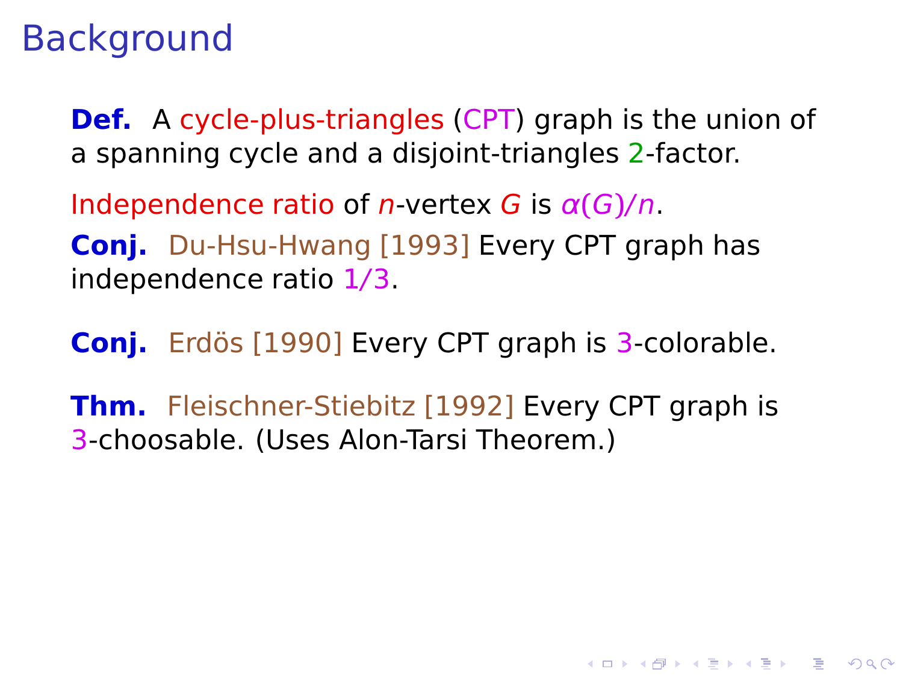# Background

**Def.** A cycle-plus-triangles (CPT) graph is the union of a spanning cycle and a disjoint-triangles 2-factor.

Independence ratio of $n$-vertex $G$ is $\alpha(G)/n$.

**Conj.** Du-Hsu-Hwang [1993] Every CPT graph has independence ratio 1/3.

**Conj.** Erdös [1990] Every CPT graph is 3-colorable.

**Thm.** Fleischner-Stiebitz [1992] Every CPT graph is 3-choosable. (Uses Alon-Tarsi Theorem.)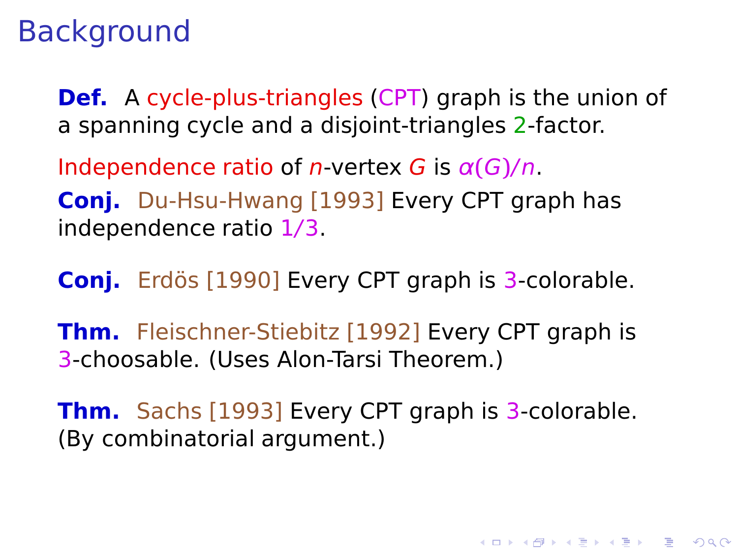# Background

**Def.** A cycle-plus-triangles (CPT) graph is the union of a spanning cycle and a disjoint-triangles 2-factor.

Independence ratio of $n$-vertex $G$ is $\alpha(G)/n$.

**Conj.** Du-Hsu-Hwang [1993] Every CPT graph has independence ratio 1/3.

**Conj.** Erdös [1990] Every CPT graph is 3-colorable.

**Thm.** Fleischner-Stiebitz [1992] Every CPT graph is 3-choosable. (Uses Alon-Tarsi Theorem.)

**Thm.** Sachs [1993] Every CPT graph is 3-colorable. (By combinatorial argument.)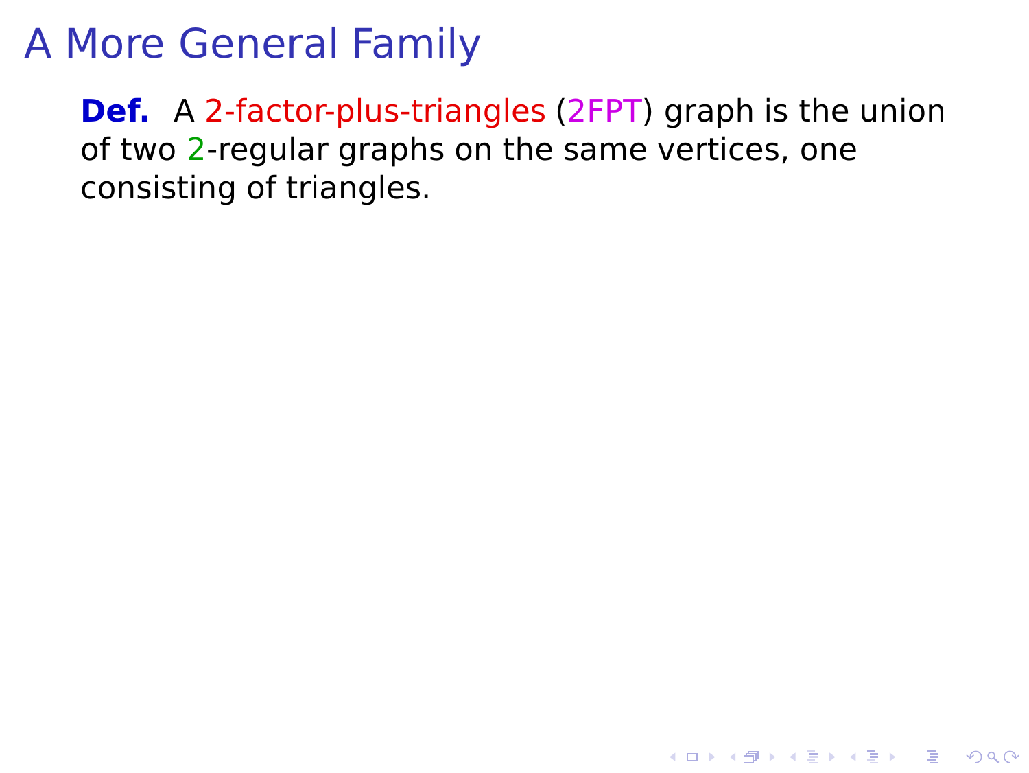# A More General Family

**Def.** A 2-factor-plus-triangles (2FPT) graph is the union of two 2-regular graphs on the same vertices, one consisting of triangles.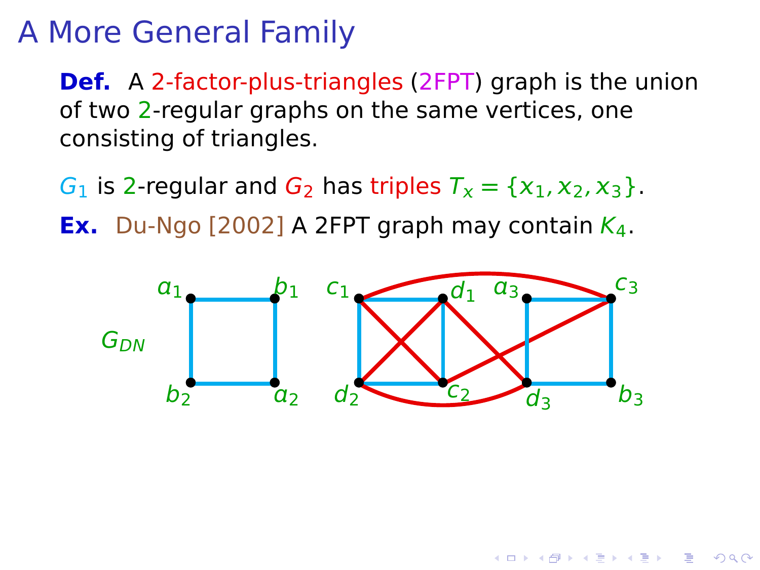# A More General Family

**Def.** A 2-factor-plus-triangles (2FPT) graph is the union of two 2-regular graphs on the same vertices, one consisting of triangles.

$G_1$ is 2-regular and $G_2$ has triples $T_x = \{x_1, x_2, x_3\}$.

**Ex.** Du-Ngo [2002] A 2FPT graph may contain $K_4$.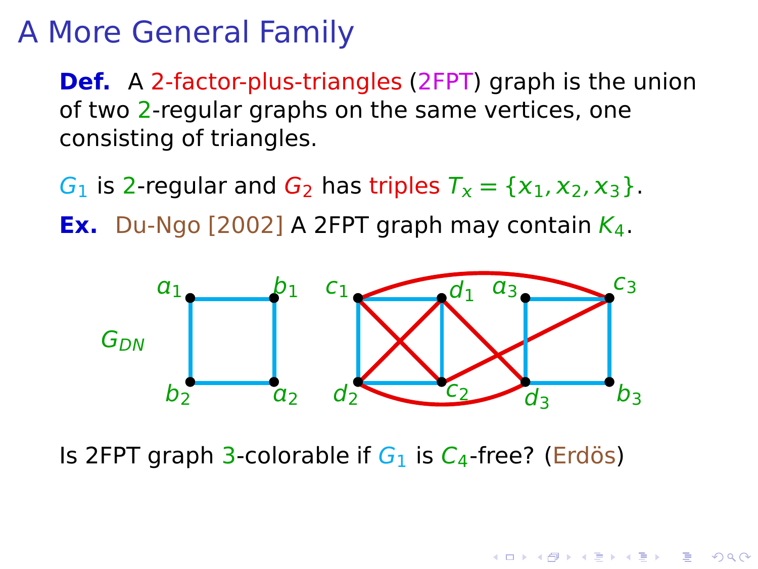# A More General Family

**Def.** A 2-factor-plus-triangles (2FPT) graph is the union of two 2-regular graphs on the same vertices, one consisting of triangles.

$G_1$ is 2-regular and $G_2$ has triples $T_x = \{x_1, x_2, x_3\}$.

**Ex.** Du-Ngo [2002] A 2FPT graph may contain $K_4$.

$G_{DN}$

Is 2FPT graph 3-colorable if $G_1$ is $C_4$-free? (Erdös)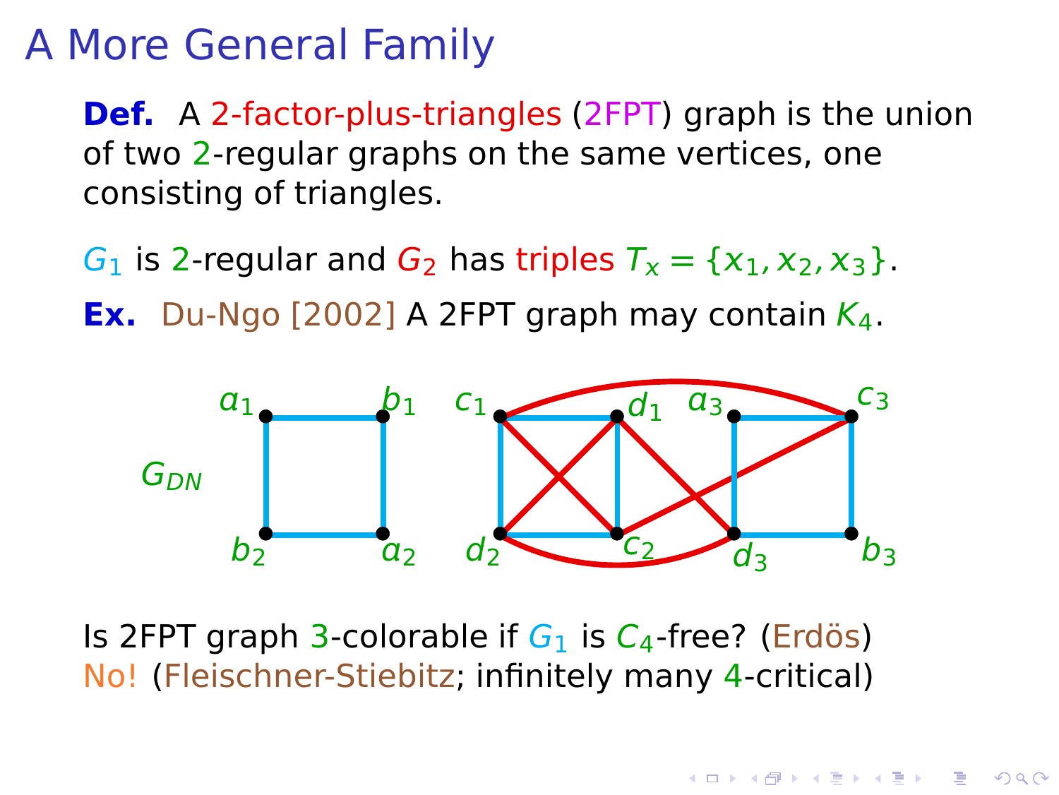# A More General Family

**Def.** A 2-factor-plus-triangles (2FPT) graph is the union of two 2-regular graphs on the same vertices, one consisting of triangles.

$G_1$ is 2-regular and $G_2$ has triples $T_x = \{x_1, x_2, x_3\}$.

**Ex.** Du-Ngo [2002] A 2FPT graph may contain $K_4$.

$G_{DN}$

Is 2FPT graph 3-colorable if $G_1$ is $C_4$-free? (Erdös)
No! (Fleischner-Stiebitz; infinitely many 4-critical)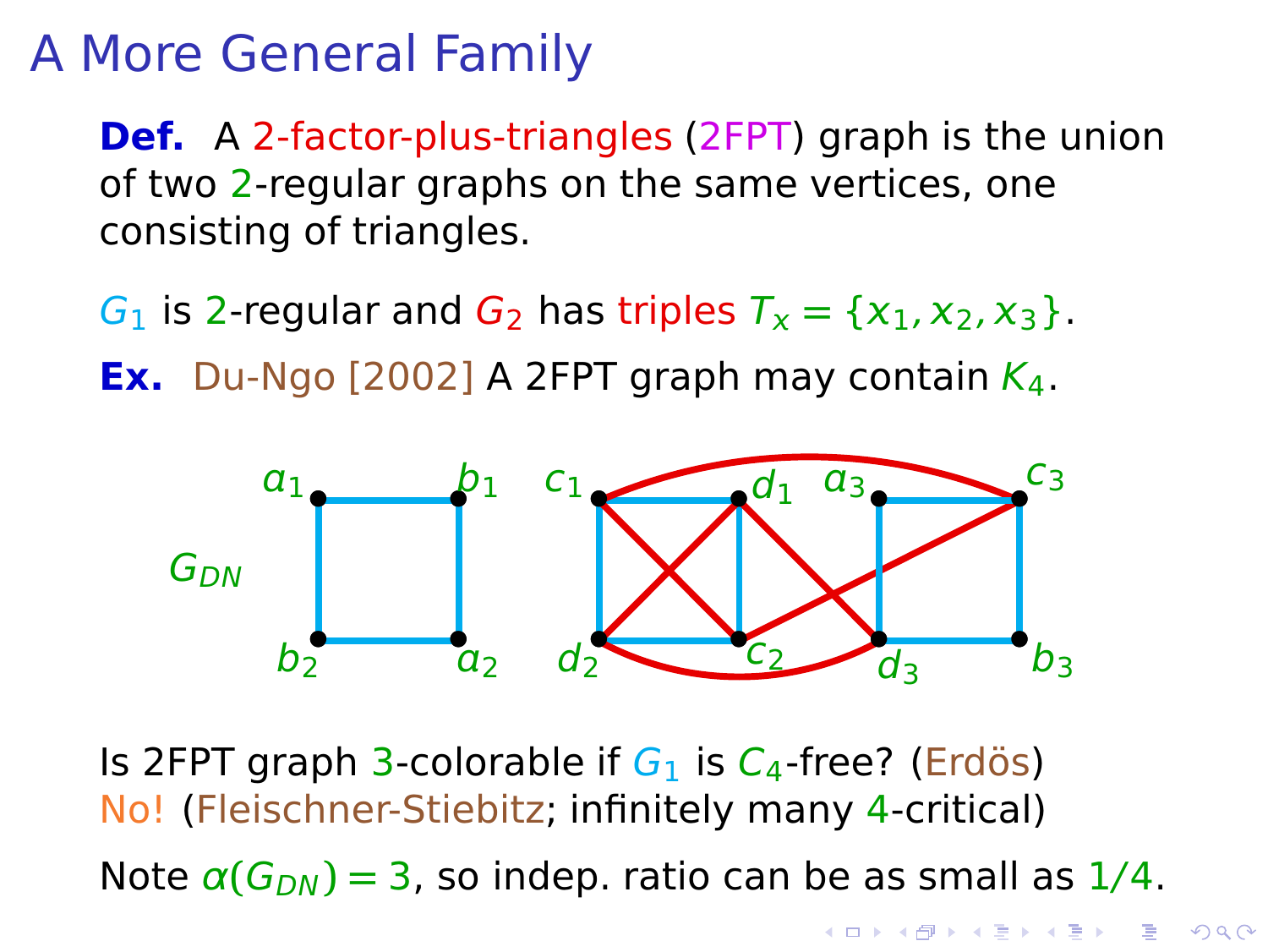# A More General Family

**Def.** A 2-factor-plus-triangles (2FPT) graph is the union of two 2-regular graphs on the same vertices, one consisting of triangles.

$G_1$ is 2-regular and $G_2$ has triples $T_x = \{x_1, x_2, x_3\}$.

**Ex.** Du-Ngo [2002] A 2FPT graph may contain $K_4$.

$G_{DN}$

Is 2FPT graph 3-colorable if $G_1$ is $C_4$-free? (Erdös)
No! (Fleischner-Stiebitz; infinitely many 4-critical)

Note $\alpha(G_{DN}) = 3$, so indep. ratio can be as small as $1/4$.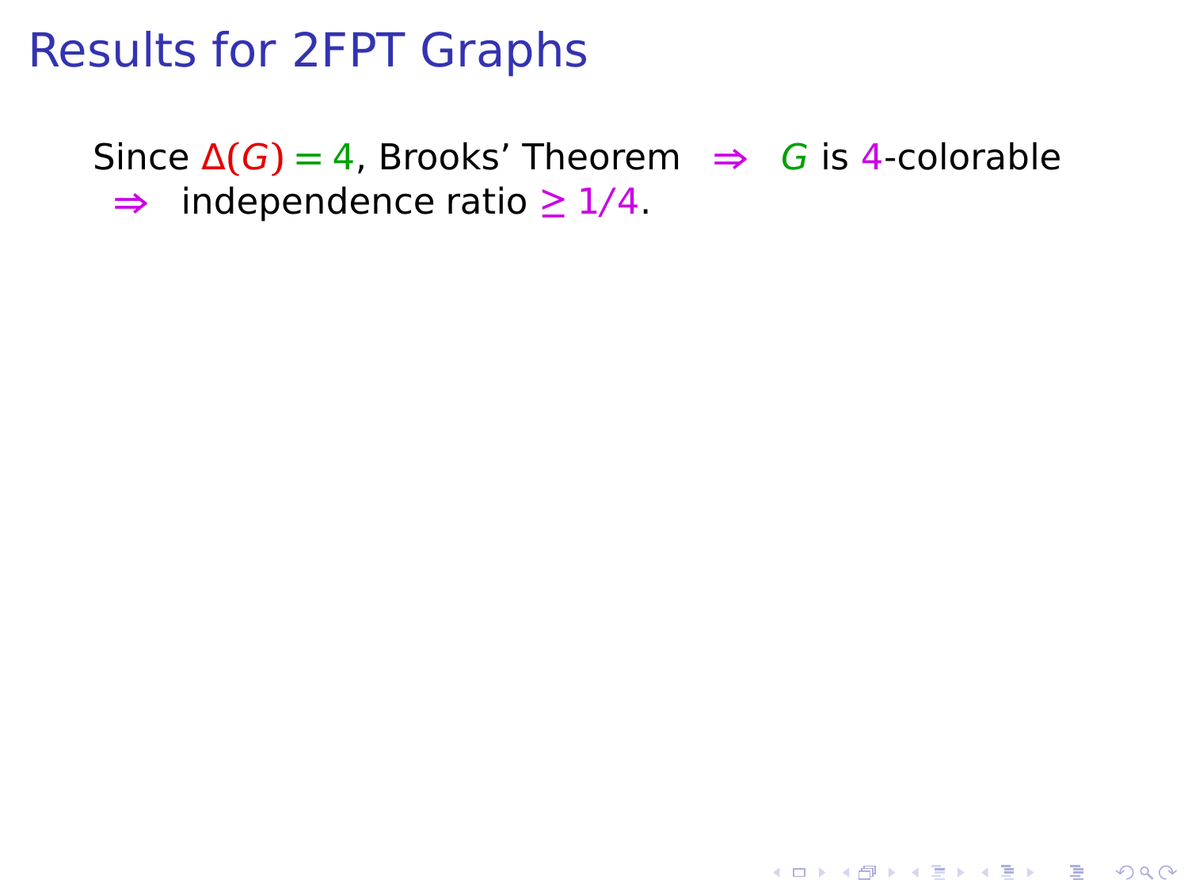# Results for 2FPT Graphs

Since $\Delta(G) = 4$, Brooks' Theorem $\Rightarrow$ $G$ is 4-colorable $\Rightarrow$ independence ratio $\geq 1/4$.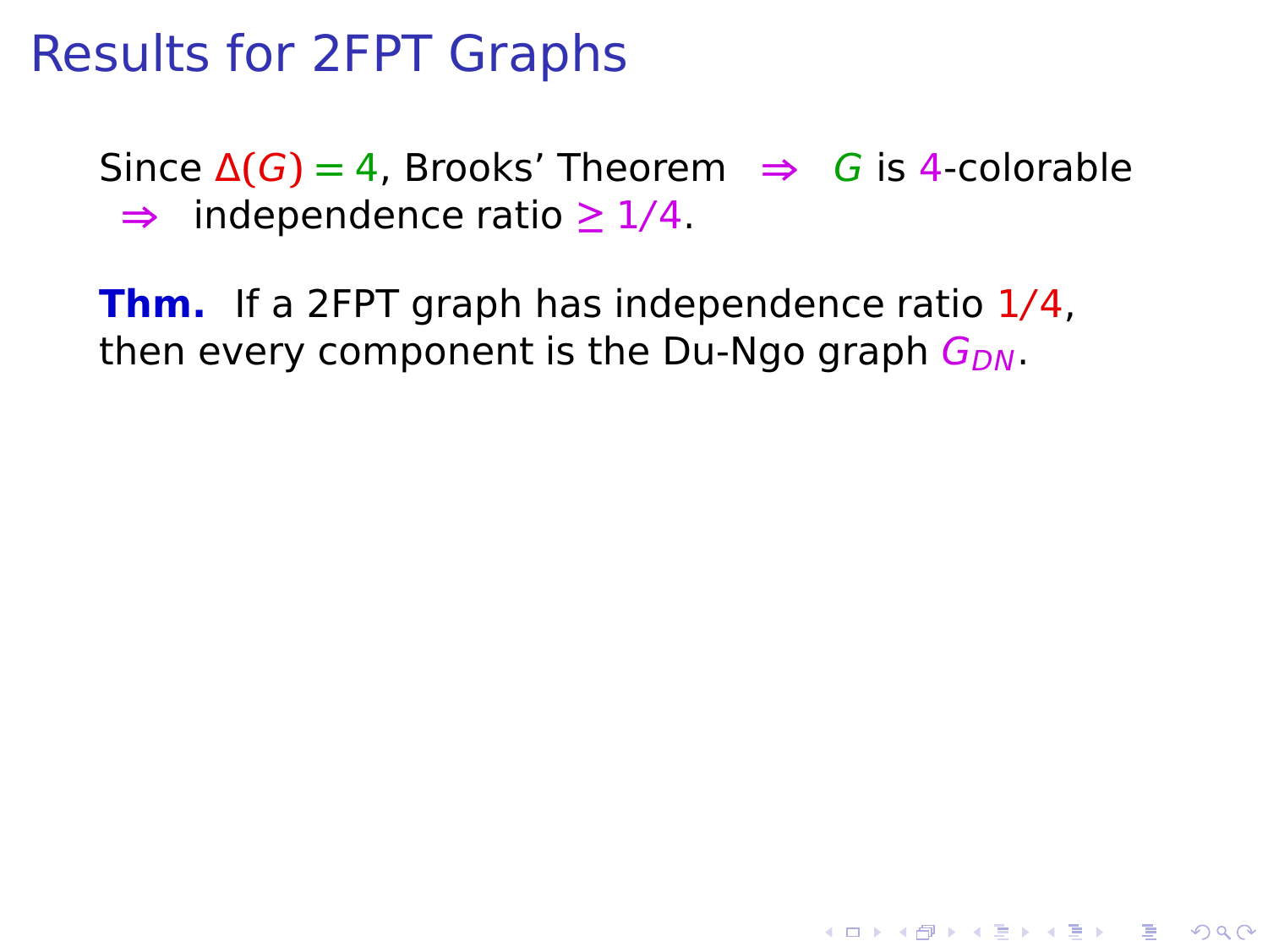# Results for 2FPT Graphs

Since $\Delta(G) = 4$, Brooks' Theorem $\Rightarrow$ $G$ is 4-colorable $\Rightarrow$ independence ratio $\geq 1/4$.

**Thm.** If a 2FPT graph has independence ratio $1/4$, then every component is the Du-Ngo graph $G_{DN}$.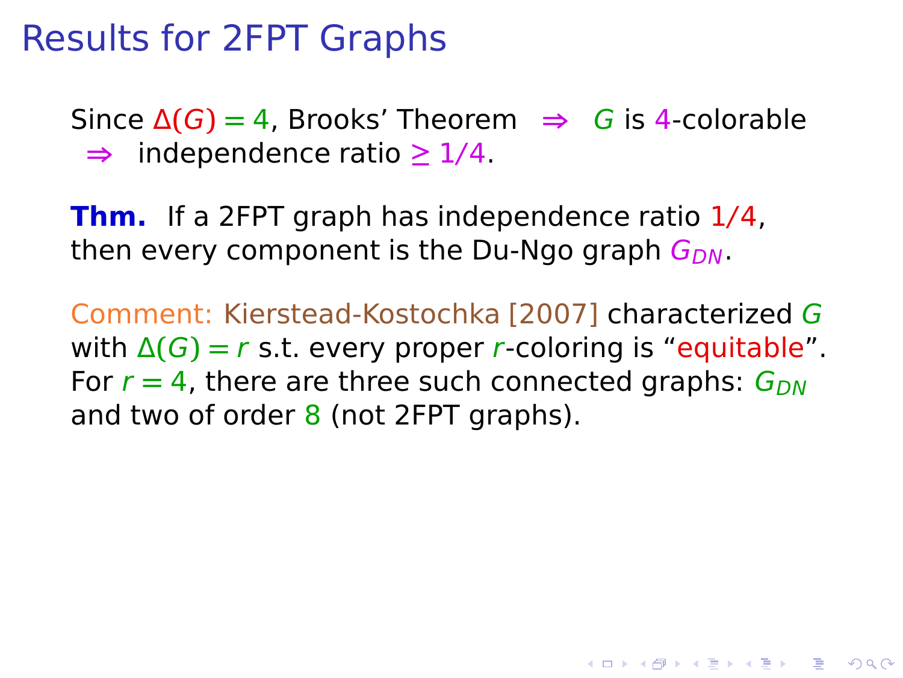# Results for 2FPT Graphs

Since $\Delta(G) = 4$, Brooks' Theorem $\Rightarrow$ $G$ is 4-colorable $\Rightarrow$ independence ratio $\geq 1/4$.

**Thm.** If a 2FPT graph has independence ratio $1/4$, then every component is the Du-Ngo graph $G_{DN}$.

Comment: Kierstead-Kostochka [2007] characterized $G$ with $\Delta(G) = r$ s.t. every proper $r$-coloring is "equitable". For $r = 4$, there are three such connected graphs: $G_{DN}$ and two of order 8 (not 2FPT graphs).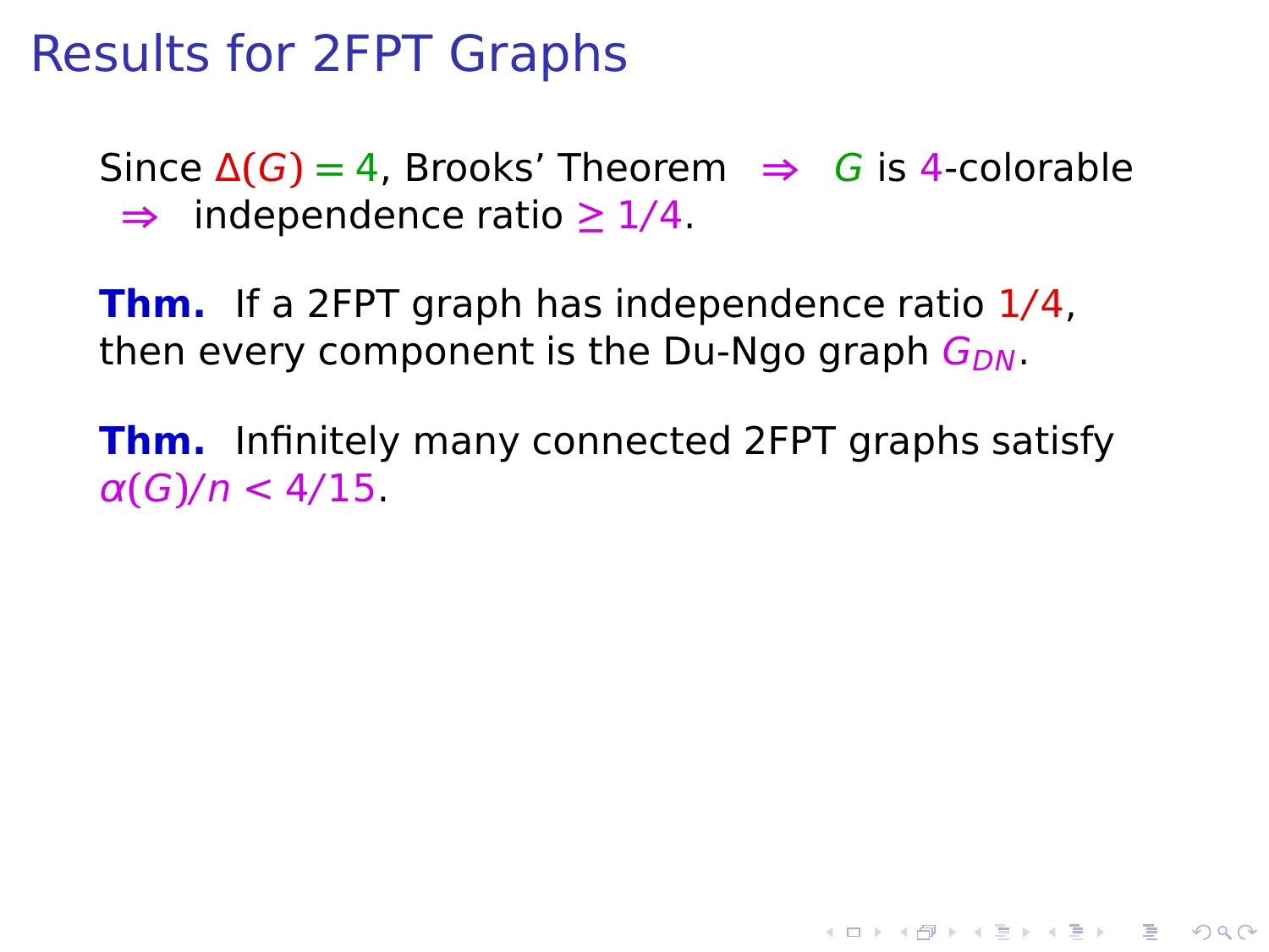# Results for 2FPT Graphs

Since $\Delta(G) = 4$, Brooks' Theorem $\Rightarrow$ $G$ is 4-colorable $\Rightarrow$ independence ratio $\geq 1/4$.

**Thm.** If a 2FPT graph has independence ratio $1/4$, then every component is the Du-Ngo graph $G_{DN}$.

**Thm.** Infinitely many connected 2FPT graphs satisfy $\alpha(G)/n < 4/15$.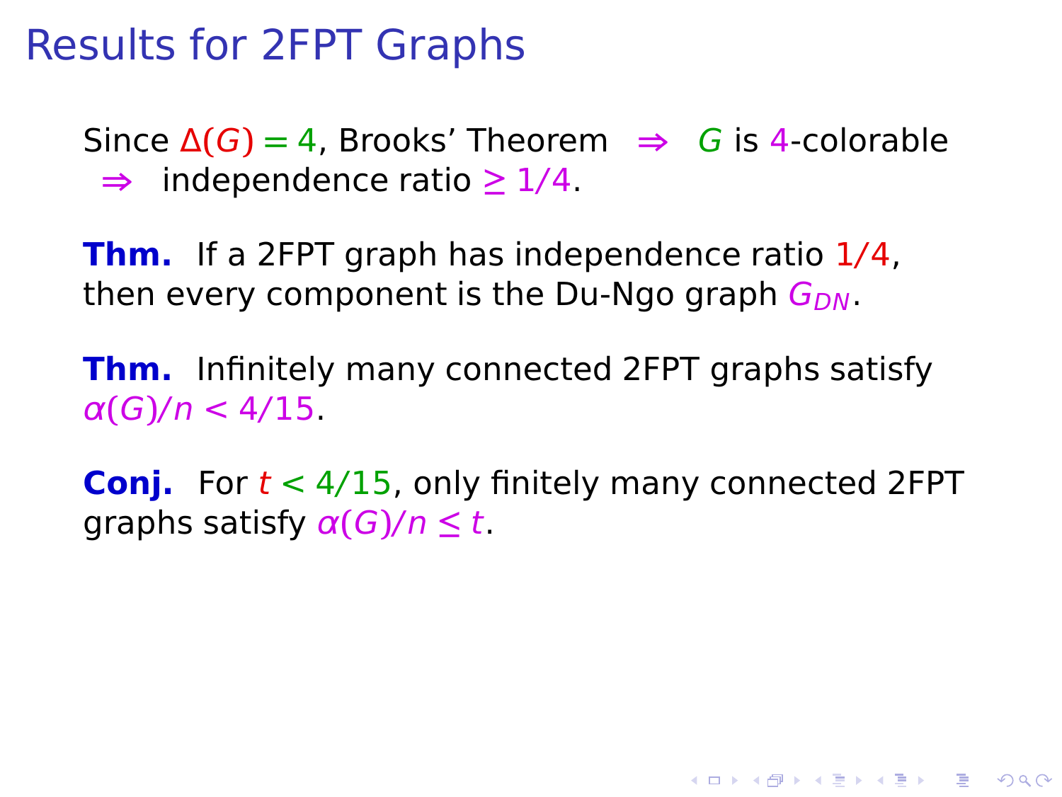# Results for 2FPT Graphs

Since $\Delta(G) = 4$, Brooks' Theorem $\Rightarrow$ $G$ is 4-colorable $\Rightarrow$ independence ratio $\geq 1/4$.

**Thm.** If a 2FPT graph has independence ratio $1/4$, then every component is the Du-Ngo graph $G_{DN}$.

**Thm.** Infinitely many connected 2FPT graphs satisfy $\alpha(G)/n < 4/15$.

**Conj.** For $t < 4/15$, only finitely many connected 2FPT graphs satisfy $\alpha(G)/n \leq t$.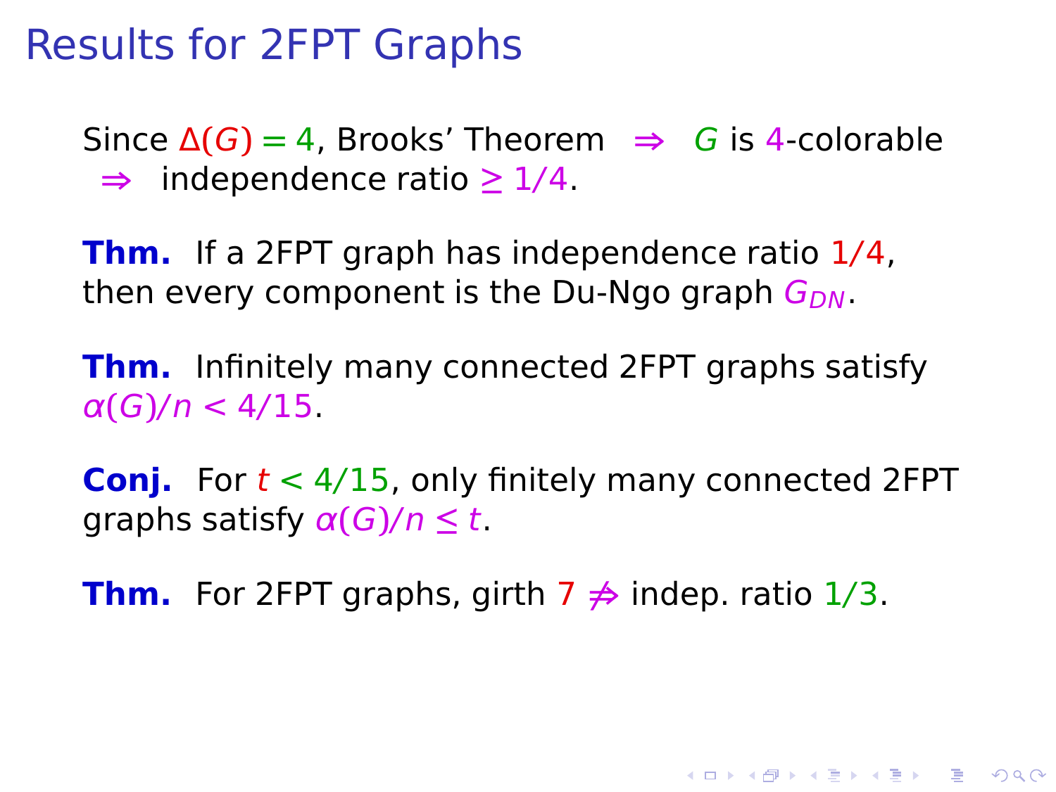# Results for 2FPT Graphs

Since $\Delta(G) = 4$, Brooks' Theorem $\Rightarrow$ $G$ is 4-colorable $\Rightarrow$ independence ratio $\geq 1/4$.

**Thm.** If a 2FPT graph has independence ratio $1/4$, then every component is the Du-Ngo graph $G_{DN}$.

**Thm.** Infinitely many connected 2FPT graphs satisfy $\alpha(G)/n < 4/15$.

**Conj.** For $t < 4/15$, only finitely many connected 2FPT graphs satisfy $\alpha(G)/n \leq t$.

**Thm.** For 2FPT graphs, girth $7 \not\Rightarrow$ indep. ratio $1/3$.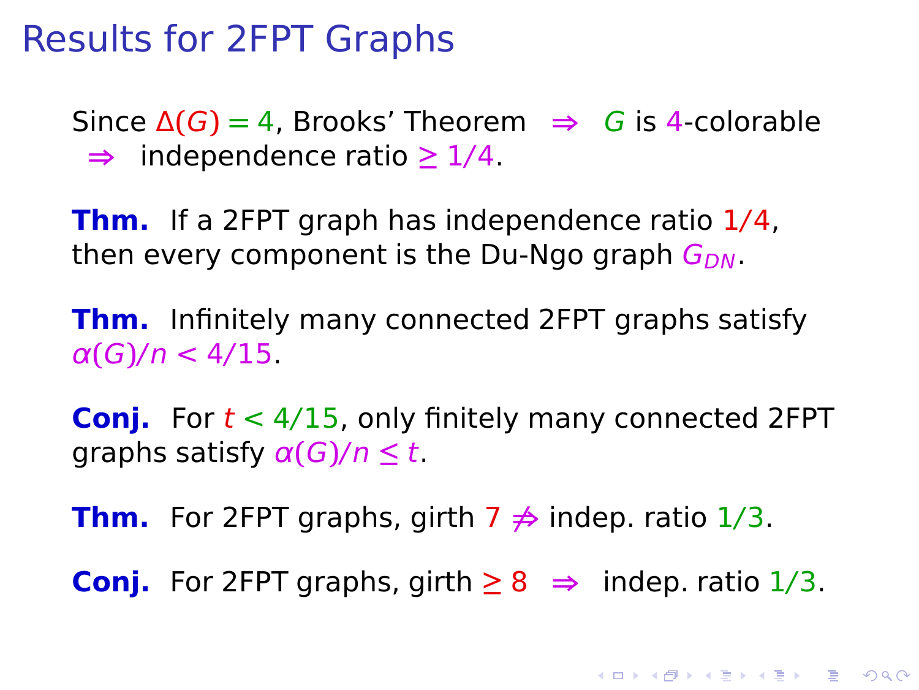# Results for 2FPT Graphs

Since $\Delta(G) = 4$, Brooks' Theorem $\Rightarrow$ $G$ is 4-colorable $\Rightarrow$ independence ratio $\geq 1/4$.

**Thm.** If a 2FPT graph has independence ratio $1/4$, then every component is the Du-Ngo graph $G_{DN}$.

**Thm.** Infinitely many connected 2FPT graphs satisfy $\alpha(G)/n < 4/15$.

**Conj.** For $t < 4/15$, only finitely many connected 2FPT graphs satisfy $\alpha(G)/n \leq t$.

**Thm.** For 2FPT graphs, girth $7 \not\Rightarrow$ indep. ratio $1/3$.

**Conj.** For 2FPT graphs, girth $\geq 8$ $\Rightarrow$ indep. ratio $1/3$.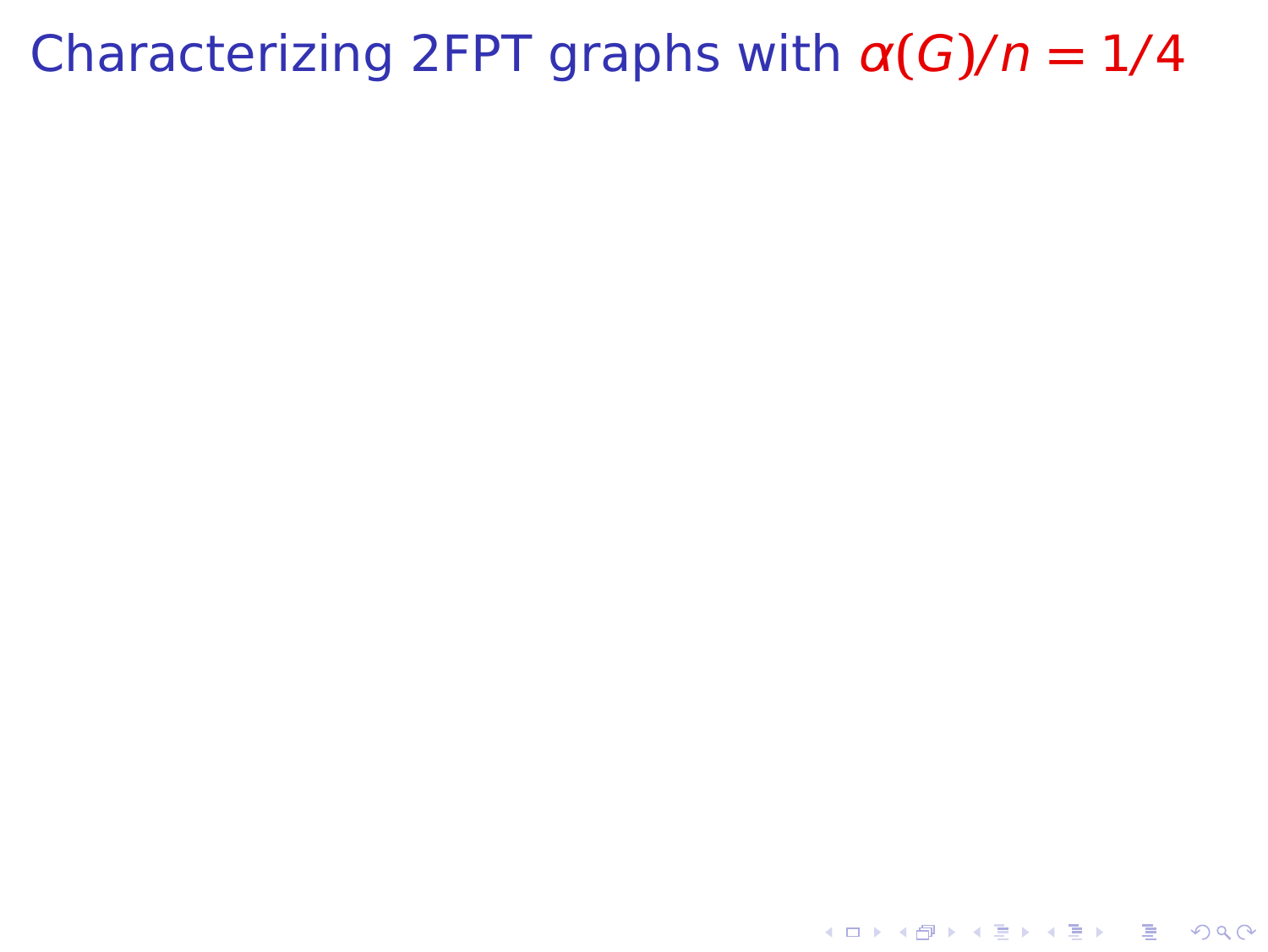# Characterizing 2FPT graphs with $\alpha(G)/n = 1/4$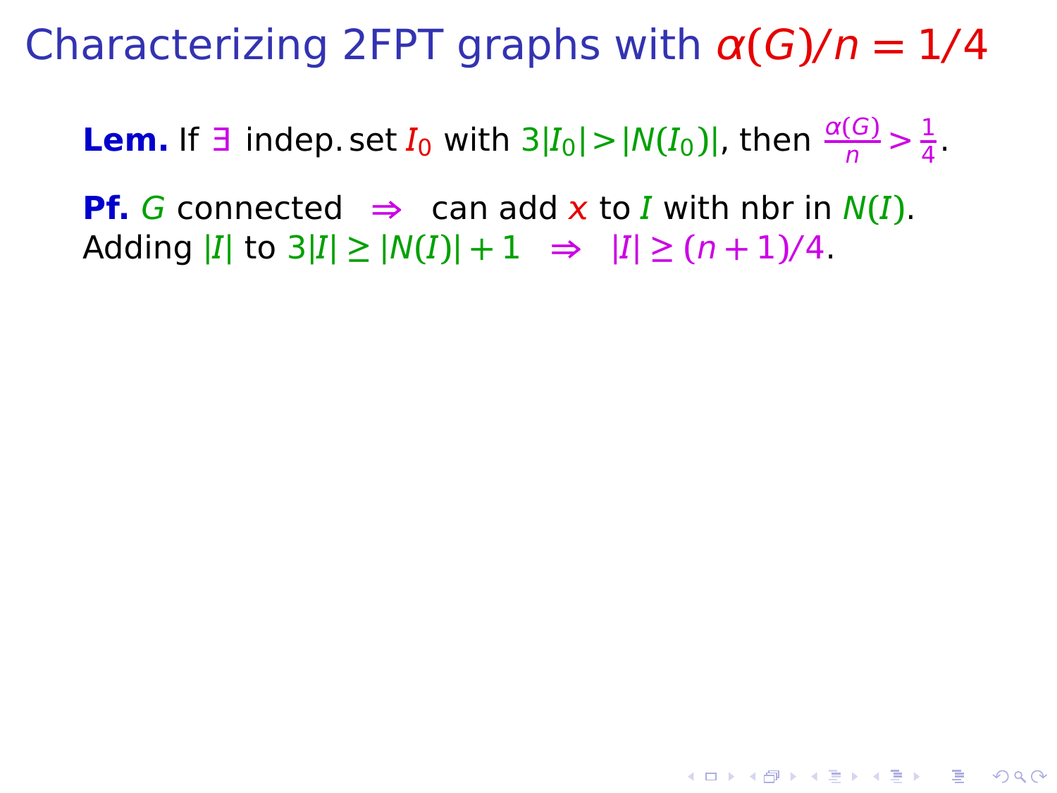# Characterizing 2FPT graphs with $\alpha(G)/n = 1/4$

**Lem.** If $\exists$ indep. set $I_0$ with $3|I_0| > |N(I_0)|$, then $\frac{\alpha(G)}{n} > \frac{1}{4}$.

**Pf.** $G$ connected $\Rightarrow$ can add $x$ to $I$ with nbr in $N(I)$.
Adding $|I|$ to $3|I| \geq |N(I)| + 1$ $\Rightarrow$ $|I| \geq (n+1)/4$.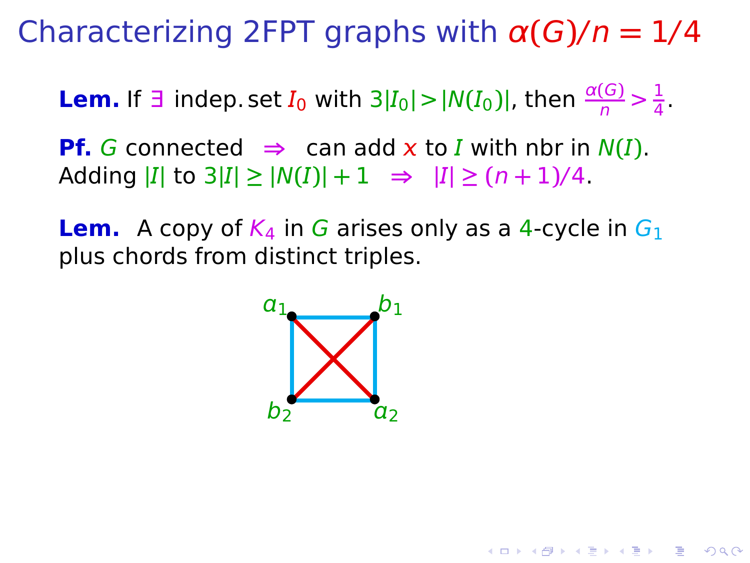# Characterizing 2FPT graphs with $\alpha(G)/n = 1/4$

**Lem.** If $\exists$ indep. set $I_0$ with $3|I_0| > |N(I_0)|$, then $\frac{\alpha(G)}{n} > \frac{1}{4}$.

**Pf.** $G$ connected $\Rightarrow$ can add $x$ to $I$ with nbr in $N(I)$.
Adding $|I|$ to $3|I| \geq |N(I)| + 1$ $\Rightarrow$ $|I| \geq (n+1)/4$.

**Lem.** A copy of $K_4$ in $G$ arises only as a $4$-cycle in $G_1$ plus chords from distinct triples.

$a_1$ $b_1$

$b_2$ $a_2$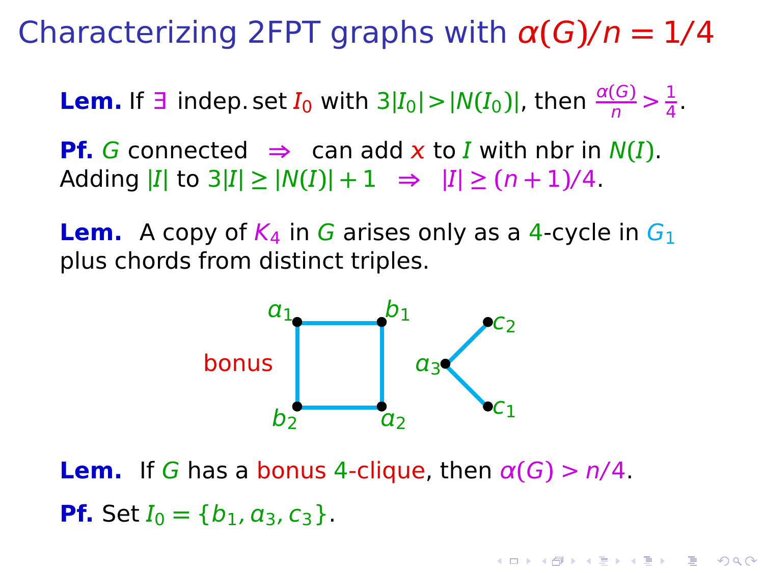# Characterizing 2FPT graphs with $\alpha(G)/n = 1/4$

**Lem.** If $\exists$ indep. set $I_0$ with $3|I_0| > |N(I_0)|$, then $\frac{\alpha(G)}{n} > \frac{1}{4}$.

**Pf.** $G$ connected $\Rightarrow$ can add $x$ to $I$ with nbr in $N(I)$. Adding $|I|$ to $3|I| \geq |N(I)| + 1$ $\Rightarrow$ $|I| \geq (n+1)/4$.

**Lem.** A copy of $K_4$ in $G$ arises only as a 4-cycle in $G_1$ plus chords from distinct triples.

bonus

$a_1$, $b_1$, $a_2$, $b_2$, $a_3$, $c_1$, $c_2$

**Lem.** If $G$ has a bonus 4-clique, then $\alpha(G) > n/4$.

**Pf.** Set $I_0 = \{b_1, a_3, c_3\}$.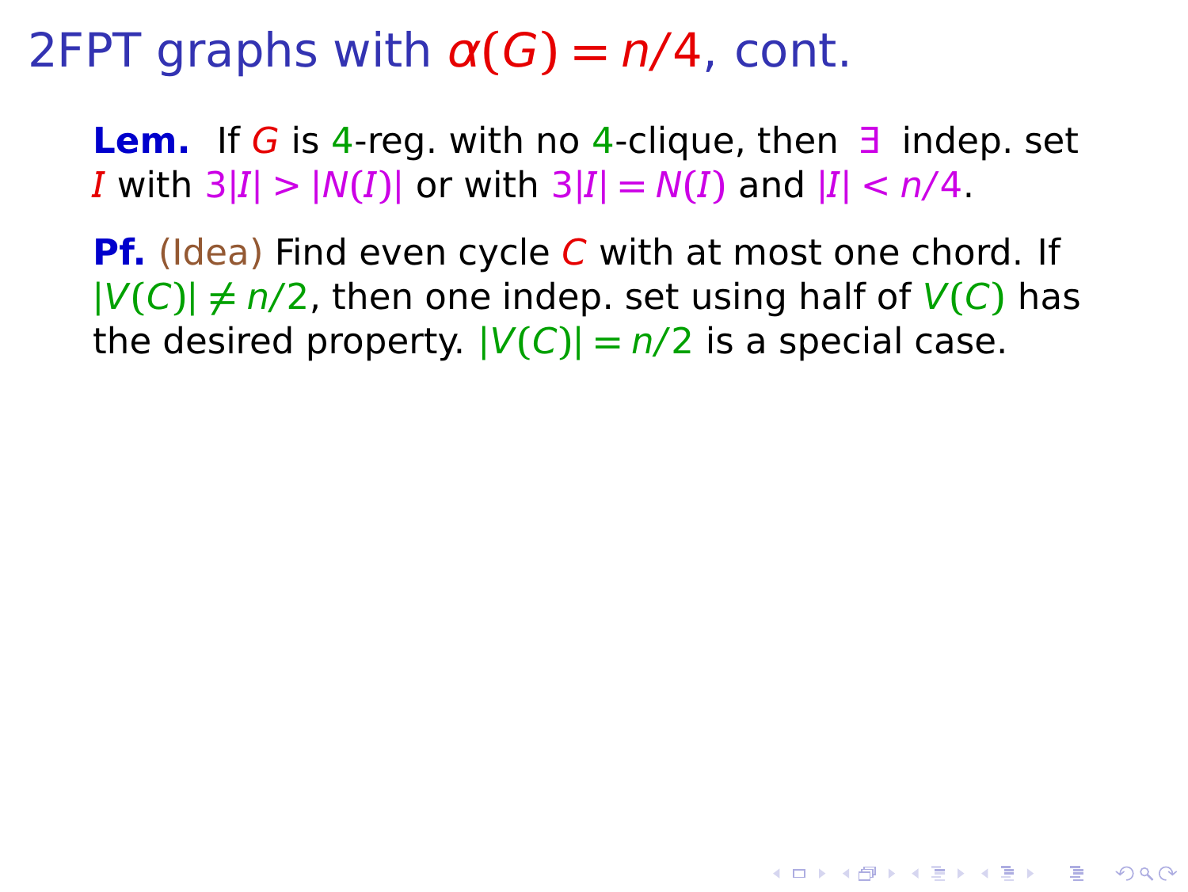# 2FPT graphs with $\alpha(G) = n/4$, cont.

**Lem.** If $G$ is 4-reg. with no 4-clique, then $\exists$ indep. set $I$ with $3|I| > |N(I)|$ or with $3|I| = N(I)$ and $|I| < n/4$.

**Pf.** (Idea) Find even cycle $C$ with at most one chord. If $|V(C)| \neq n/2$, then one indep. set using half of $V(C)$ has the desired property. $|V(C)| = n/2$ is a special case.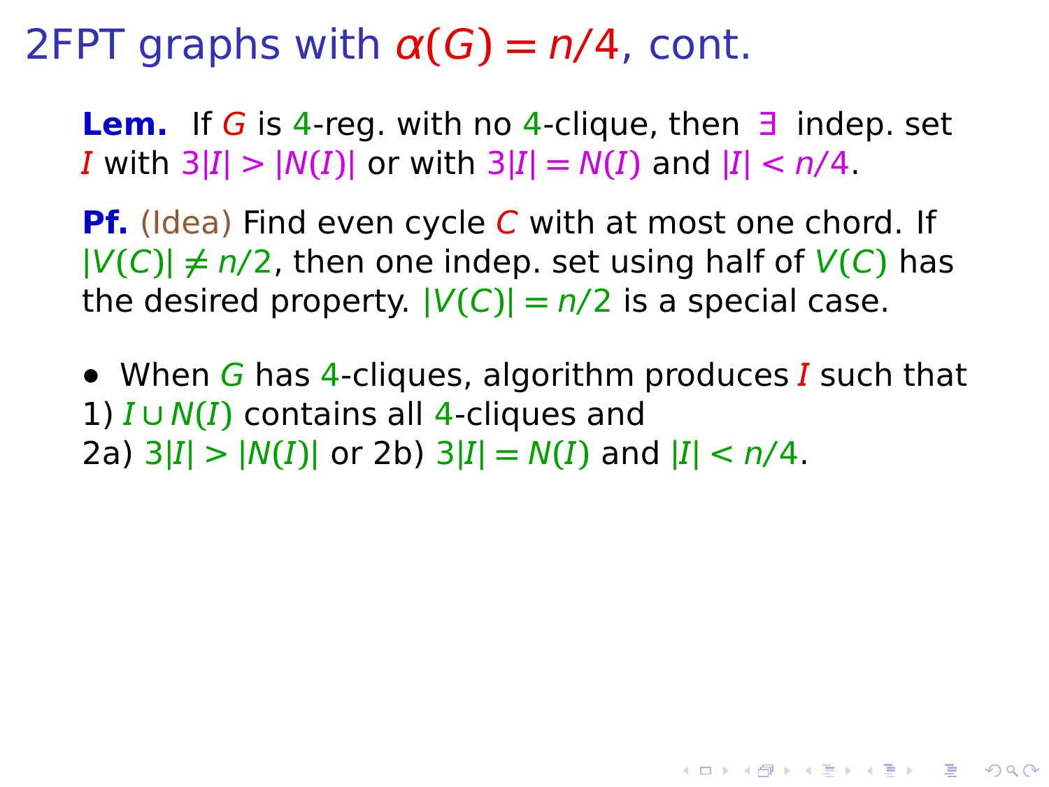# 2FPT graphs with $\alpha(G) = n/4$, cont.

**Lem.** If $G$ is 4-reg. with no 4-clique, then $\exists$ indep. set $I$ with $3|I| > |N(I)|$ or with $3|I| = N(I)$ and $|I| < n/4$.

**Pf.** (Idea) Find even cycle $C$ with at most one chord. If $|V(C)| \neq n/2$, then one indep. set using half of $V(C)$ has the desired property. $|V(C)| = n/2$ is a special case.

- When $G$ has 4-cliques, algorithm produces $I$ such that
1) $I \cup N(I)$ contains all 4-cliques and
2a) $3|I| > |N(I)|$ or 2b) $3|I| = N(I)$ and $|I| < n/4$.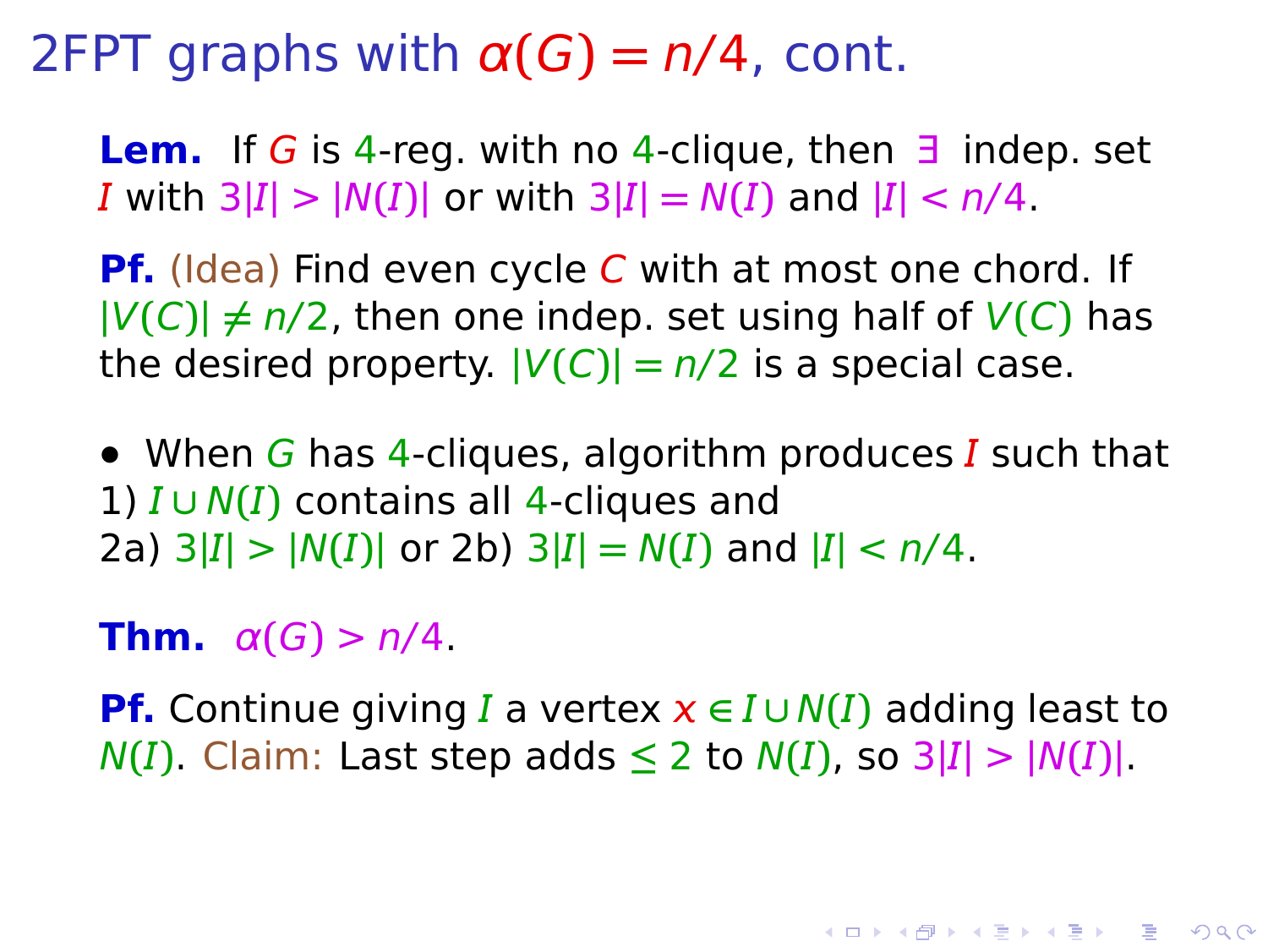# 2FPT graphs with $\alpha(G) = n/4$, cont.

**Lem.** If $G$ is 4-reg. with no 4-clique, then $\exists$ indep. set $I$ with $3|I| > |N(I)|$ or with $3|I| = N(I)$ and $|I| < n/4$.

**Pf.** (Idea) Find even cycle $C$ with at most one chord. If $|V(C)| \neq n/2$, then one indep. set using half of $V(C)$ has the desired property. $|V(C)| = n/2$ is a special case.

- When $G$ has 4-cliques, algorithm produces $I$ such that
1) $I \cup N(I)$ contains all 4-cliques and
2a) $3|I| > |N(I)|$ or 2b) $3|I| = N(I)$ and $|I| < n/4$.

**Thm.** $\alpha(G) > n/4$.

**Pf.** Continue giving $I$ a vertex $x \in I \cup N(I)$ adding least to $N(I)$. Claim: Last step adds $\leq 2$ to $N(I)$, so $3|I| > |N(I)|$.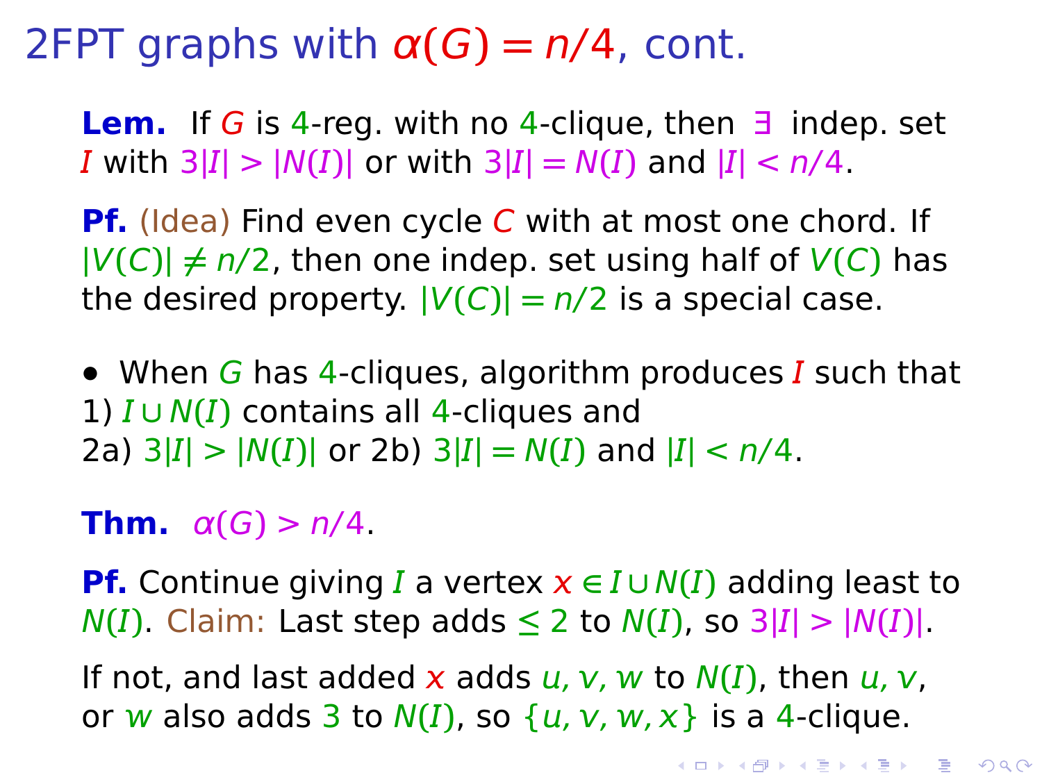# 2FPT graphs with $\alpha(G) = n/4$, cont.

**Lem.** If $G$ is 4-reg. with no 4-clique, then $\exists$ indep. set $I$ with $3|I| > |N(I)|$ or with $3|I| = N(I)$ and $|I| < n/4$.

**Pf.** (Idea) Find even cycle $C$ with at most one chord. If $|V(C)| \neq n/2$, then one indep. set using half of $V(C)$ has the desired property. $|V(C)| = n/2$ is a special case.

- When $G$ has 4-cliques, algorithm produces $I$ such that
1) $I \cup N(I)$ contains all 4-cliques and
2a) $3|I| > |N(I)|$ or 2b) $3|I| = N(I)$ and $|I| < n/4$.

**Thm.** $\alpha(G) > n/4$.

**Pf.** Continue giving $I$ a vertex $x \in I \cup N(I)$ adding least to $N(I)$. Claim: Last step adds $\leq 2$ to $N(I)$, so $3|I| > |N(I)|$.

If not, and last added $x$ adds $u, v, w$ to $N(I)$, then $u, v$, or $w$ also adds 3 to $N(I)$, so $\{u, v, w, x\}$ is a 4-clique.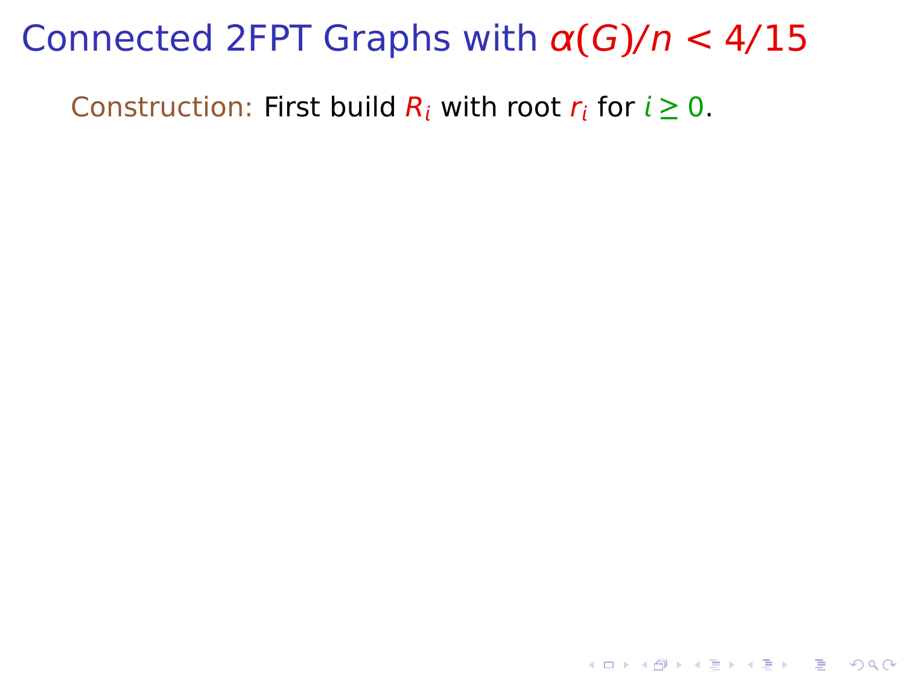# Connected 2FPT Graphs with $\alpha(G)/n < 4/15$

Construction: First build $R_i$ with root $r_i$ for $i \geq 0$.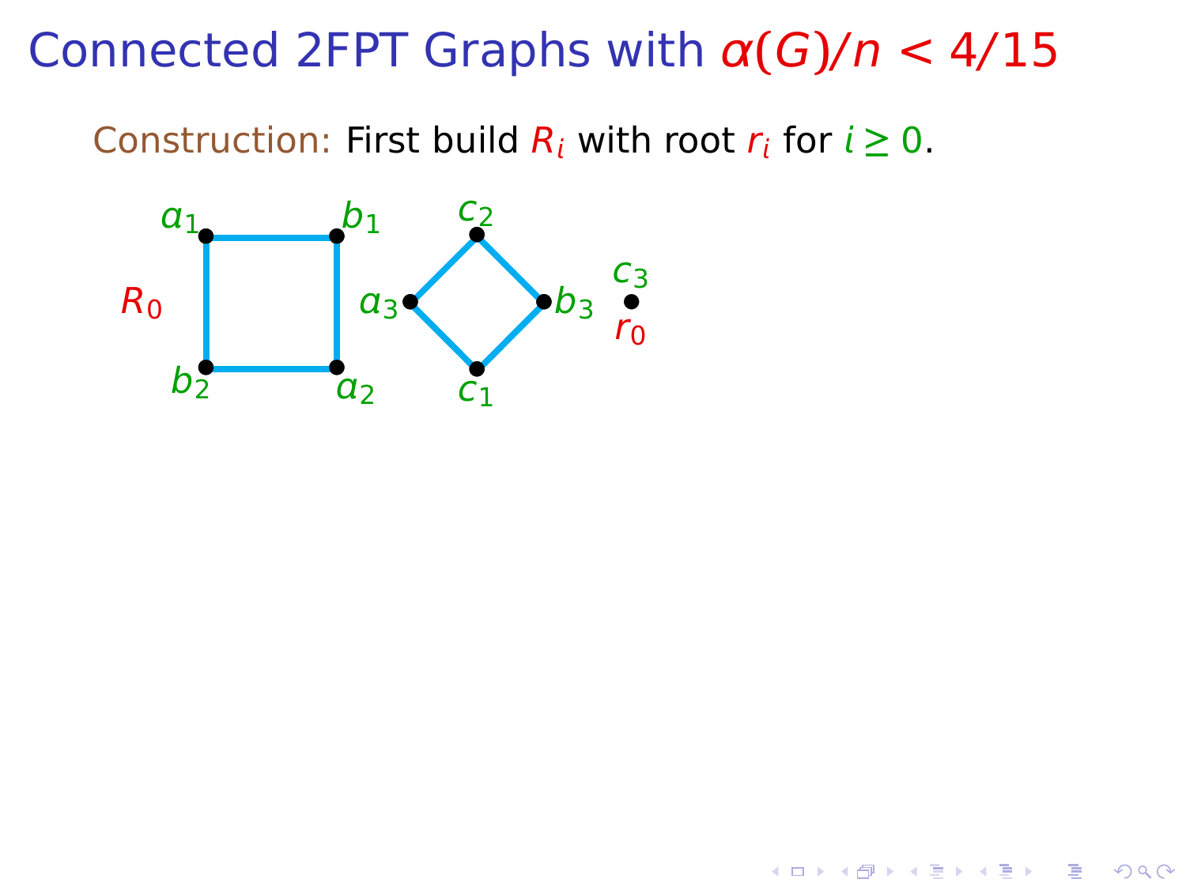# Connected 2FPT Graphs with $\alpha(G)/n < 4/15$

Construction: First build $R_i$ with root $r_i$ for $i \geq 0$.

$R_0$

$a_1$ $b_1$ $b_2$ $a_2$ $c_2$ $a_3$ $b_3$ $c_1$ $c_3$ $r_0$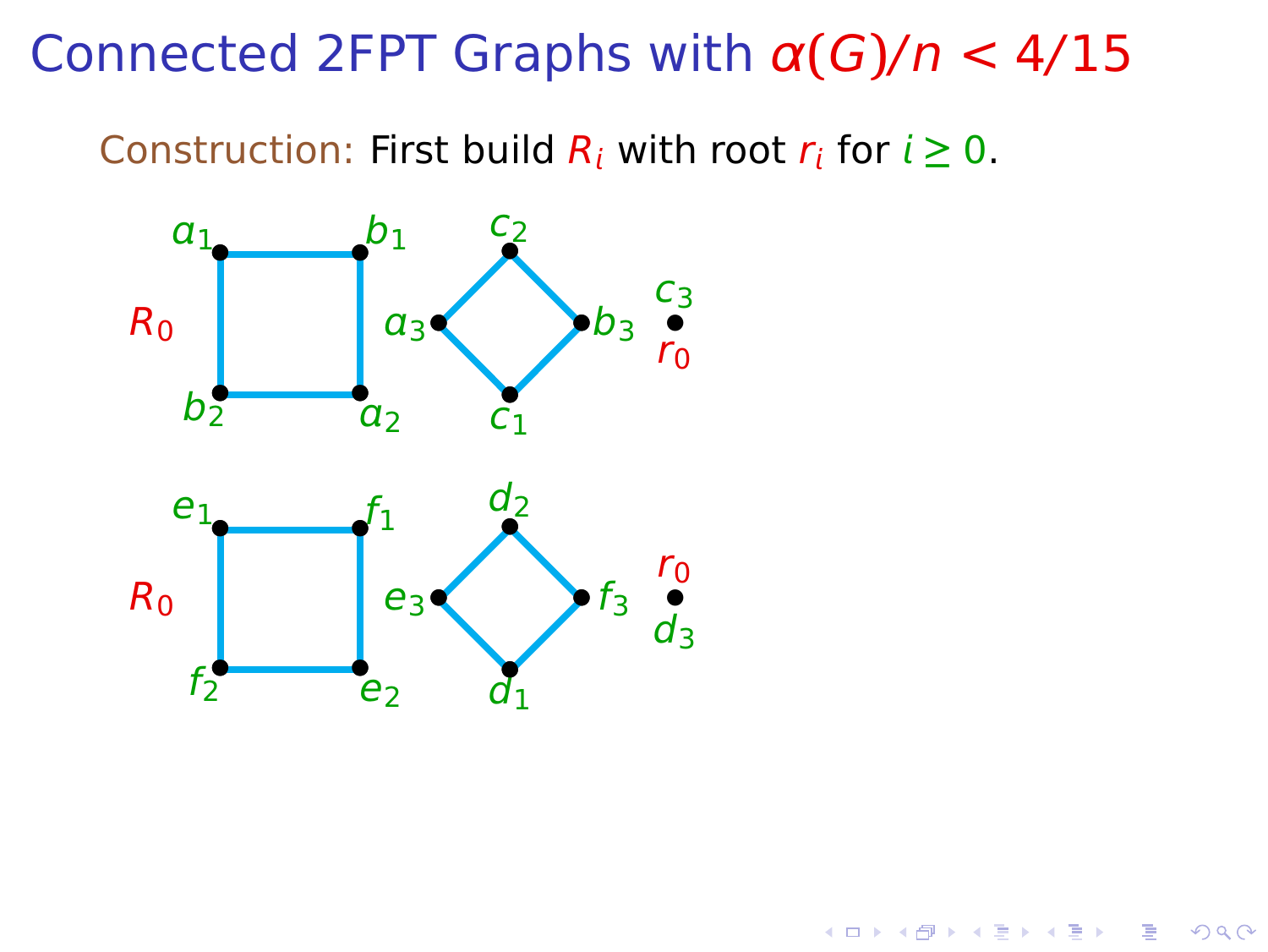# Connected 2FPT Graphs with $\alpha(G)/n < 4/15$

**Construction:** First build $R_i$ with root $r_i$ for $i \geq 0$.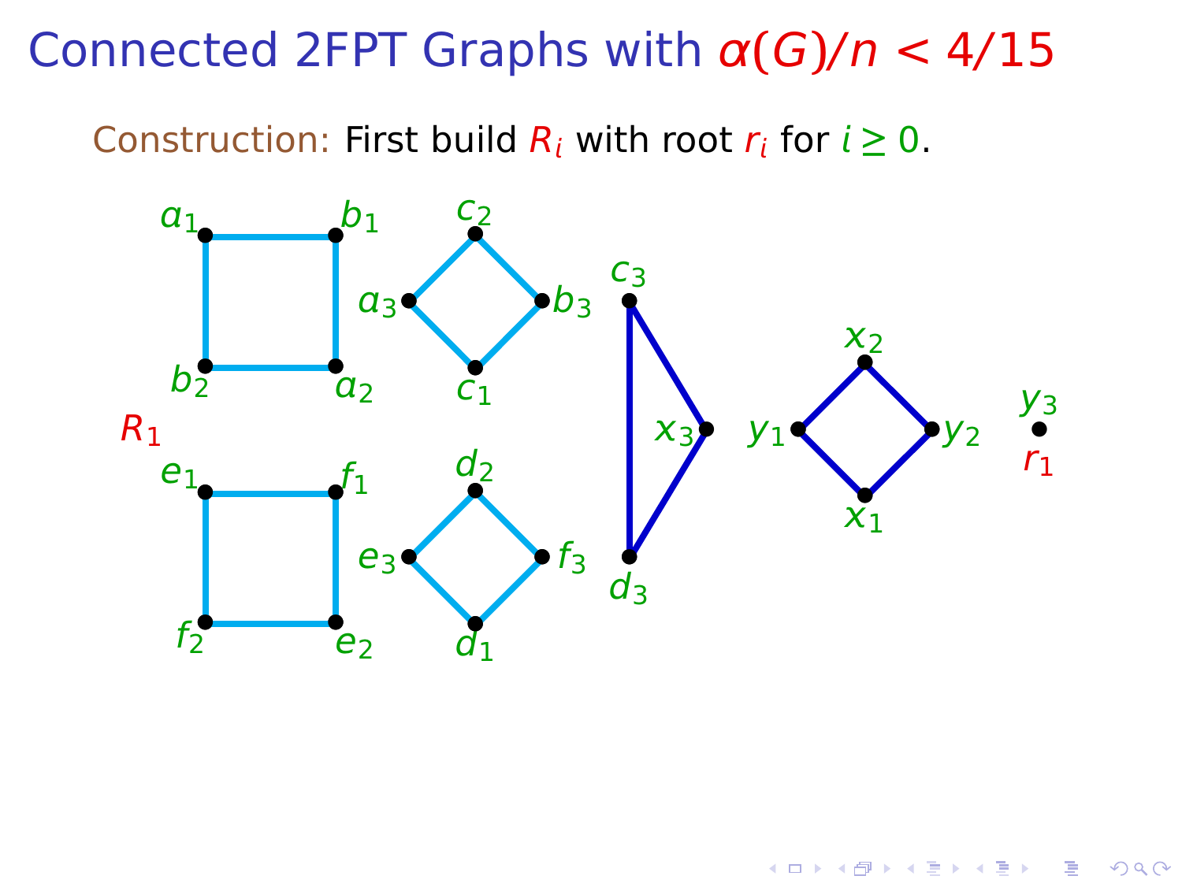# Connected 2FPT Graphs with $\alpha(G)/n < 4/15$

**Construction:** First build $R_i$ with root $r_i$ for $i \geq 0$.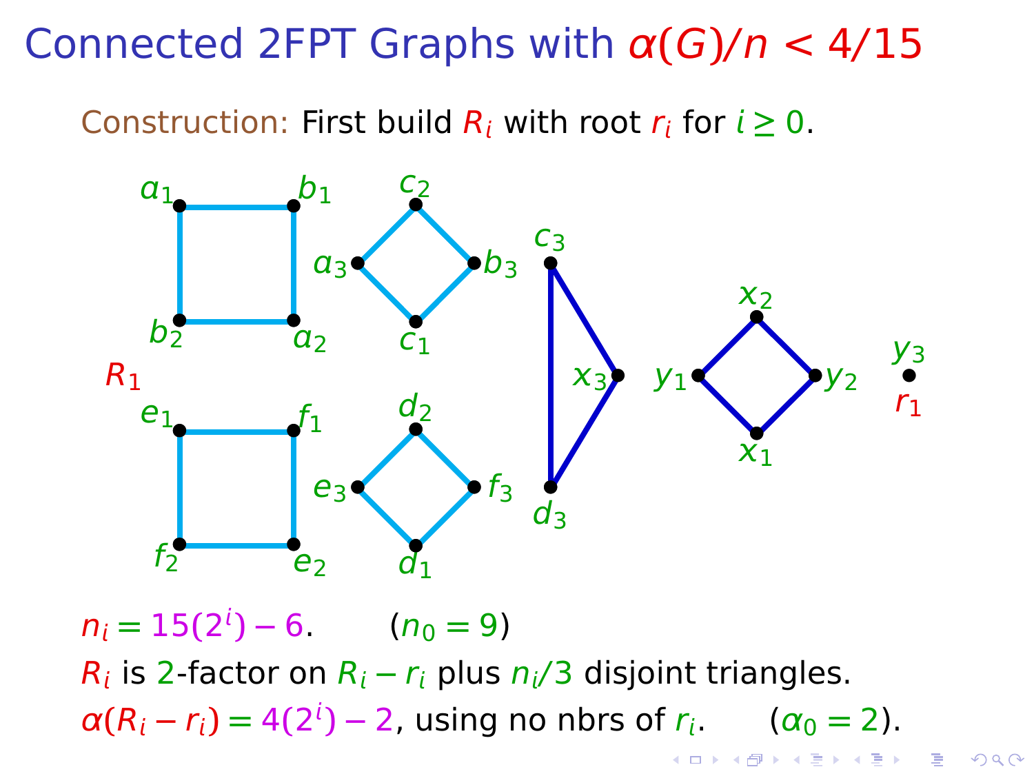# Connected 2FPT Graphs with $\alpha(G)/n < 4/15$

Construction: First build $R_i$ with root $r_i$ for $i \geq 0$.

$a_1$ $b_1$ $b_2$ $a_2$ $c_2$ $a_3$ $b_3$ $c_1$ $c_3$ $x_3$ $d_3$ $x_2$ $y_1$ $y_2$ $x_1$ $y_3$ $r_1$ $R_1$ $e_1$ $f_1$ $f_2$ $e_2$ $d_2$ $e_3$ $f_3$ $d_1$

$n_i = 15(2^i) - 6$. $\qquad (n_0 = 9)$

$R_i$ is 2-factor on $R_i - r_i$ plus $n_i/3$ disjoint triangles.

$\alpha(R_i - r_i) = 4(2^i) - 2$, using no nbrs of $r_i$. $\qquad (\alpha_0 = 2)$.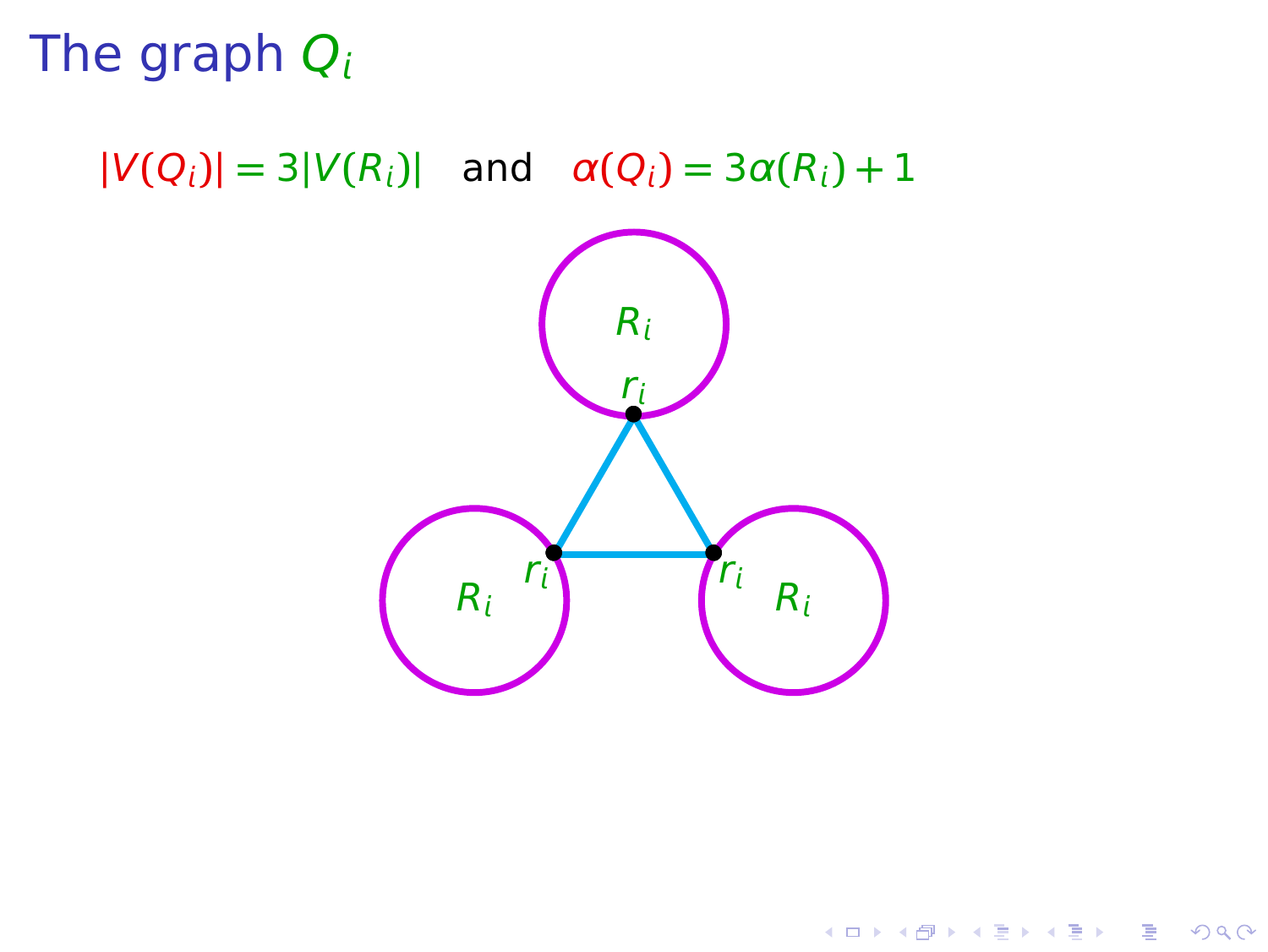# The graph $Q_i$

$|V(Q_i)| = 3|V(R_i)|$ and $\alpha(Q_i) = 3\alpha(R_i) + 1$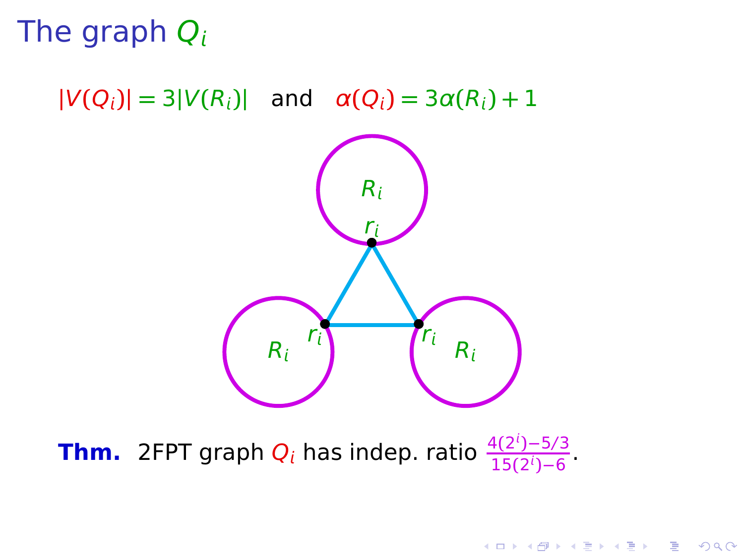# The graph $Q_i$

$|V(Q_i)| = 3|V(R_i)|$ and $\alpha(Q_i) = 3\alpha(R_i) + 1$

**Thm.** 2FPT graph $Q_i$ has indep. ratio $\frac{4(2^i)-5/3}{15(2^i)-6}$.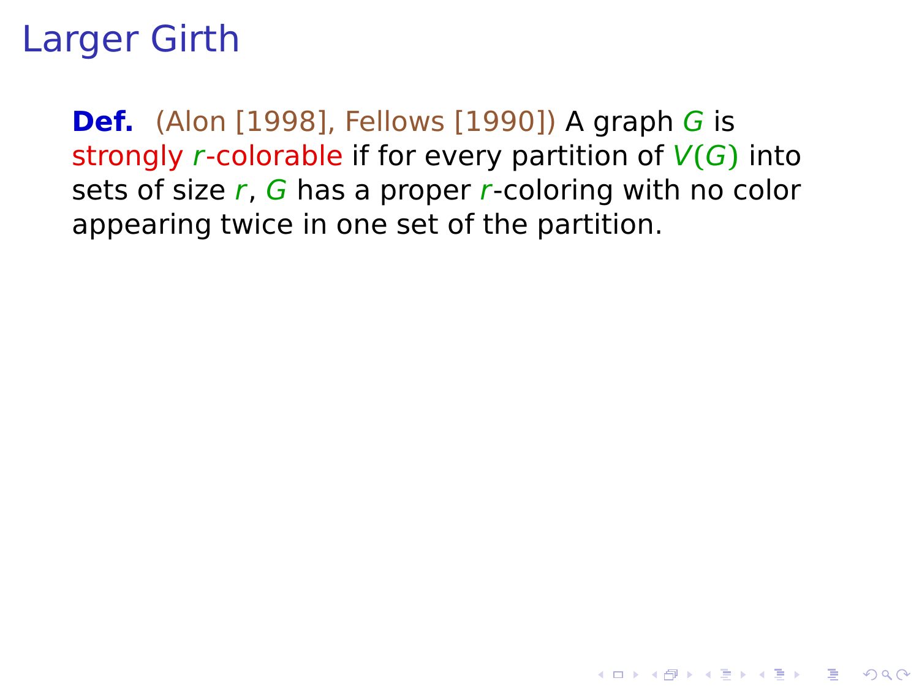# Larger Girth

**Def.** (Alon [1998], Fellows [1990]) A graph $G$ is strongly $r$-colorable if for every partition of $V(G)$ into sets of size $r$, $G$ has a proper $r$-coloring with no color appearing twice in one set of the partition.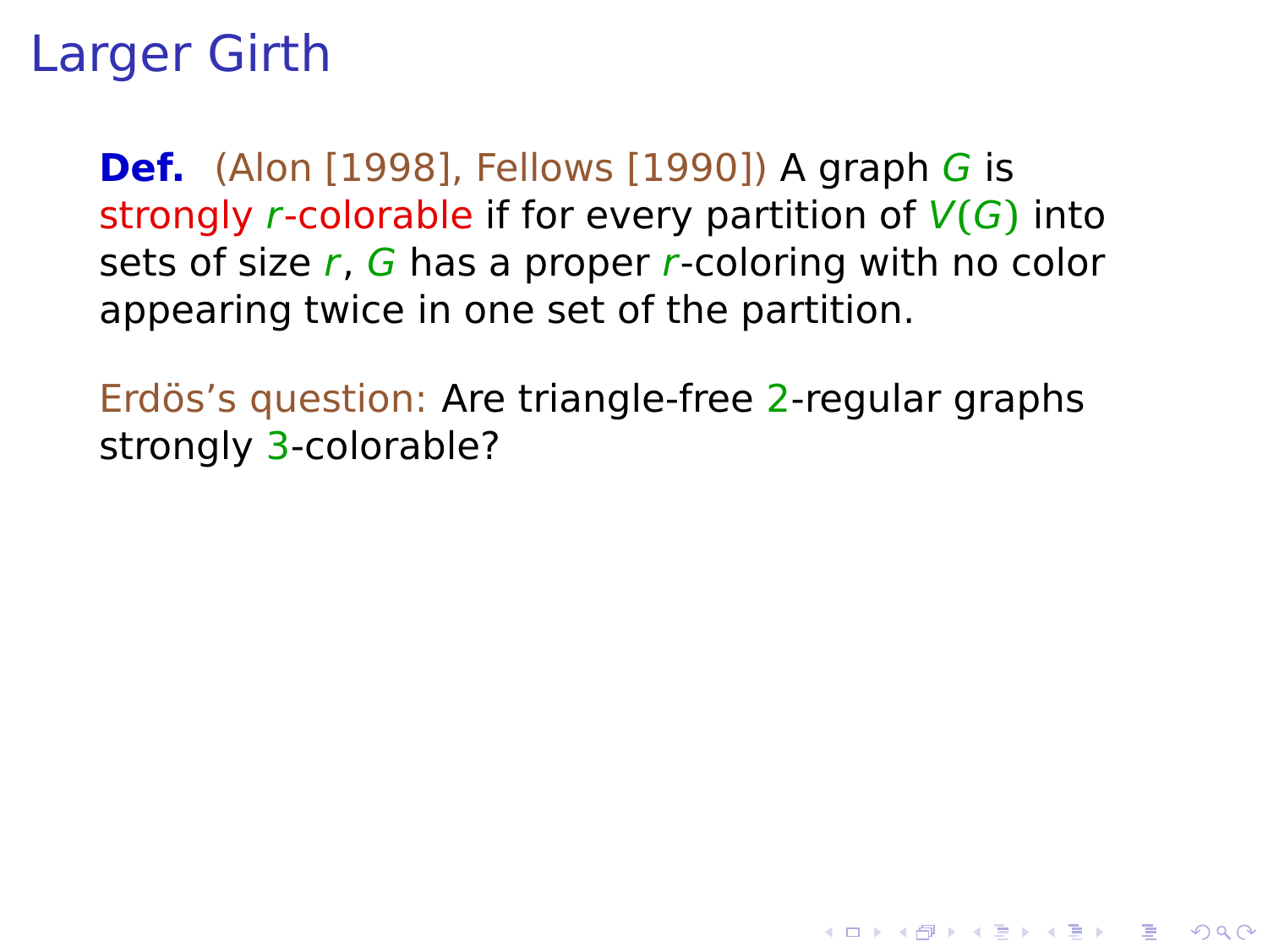# Larger Girth

**Def.** (Alon [1998], Fellows [1990]) A graph $G$ is strongly $r$-colorable if for every partition of $V(G)$ into sets of size $r$, $G$ has a proper $r$-coloring with no color appearing twice in one set of the partition.

Erdös's question: Are triangle-free 2-regular graphs strongly 3-colorable?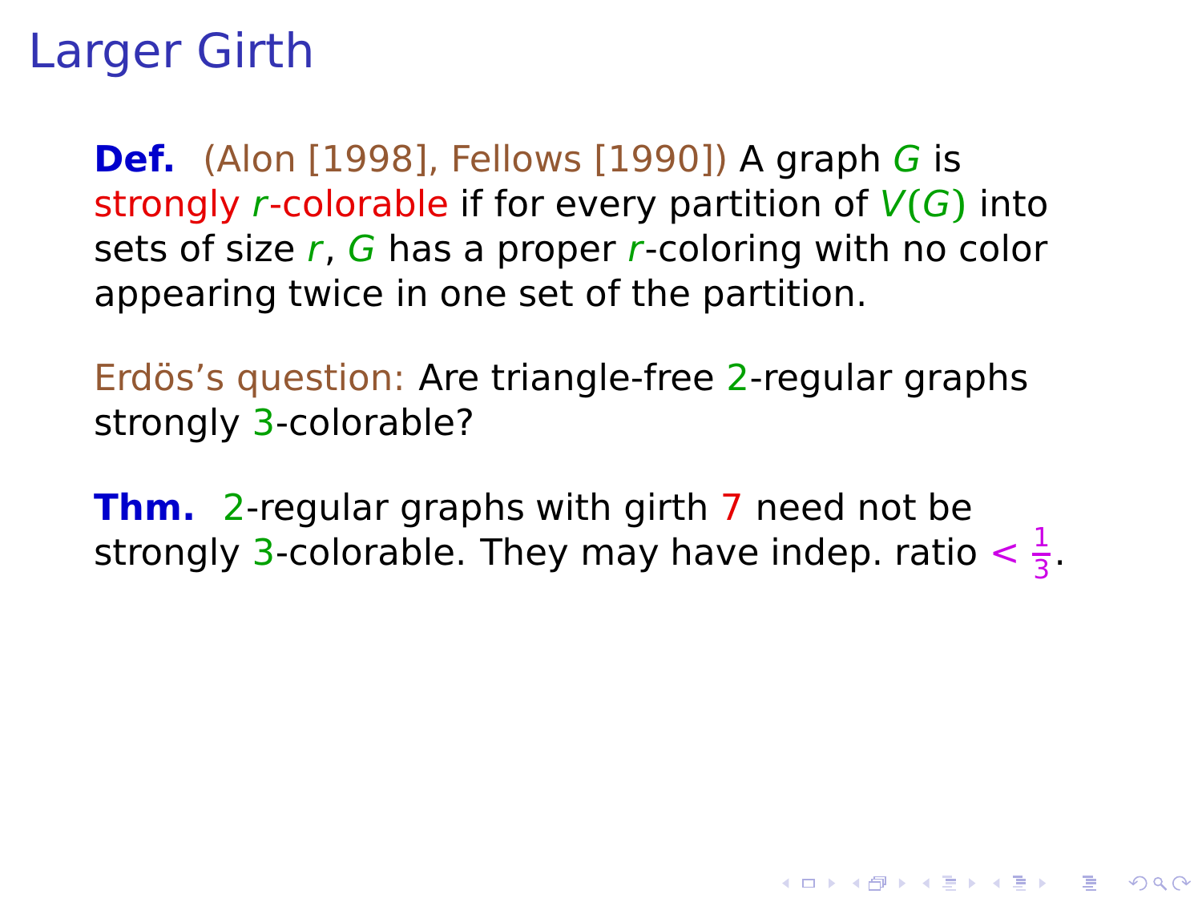# Larger Girth

**Def.** (Alon [1998], Fellows [1990]) A graph $G$ is strongly $r$-colorable if for every partition of $V(G)$ into sets of size $r$, $G$ has a proper $r$-coloring with no color appearing twice in one set of the partition.

Erdös's question: Are triangle-free 2-regular graphs strongly 3-colorable?

**Thm.** 2-regular graphs with girth 7 need not be strongly 3-colorable. They may have indep. ratio $< \frac{1}{3}$.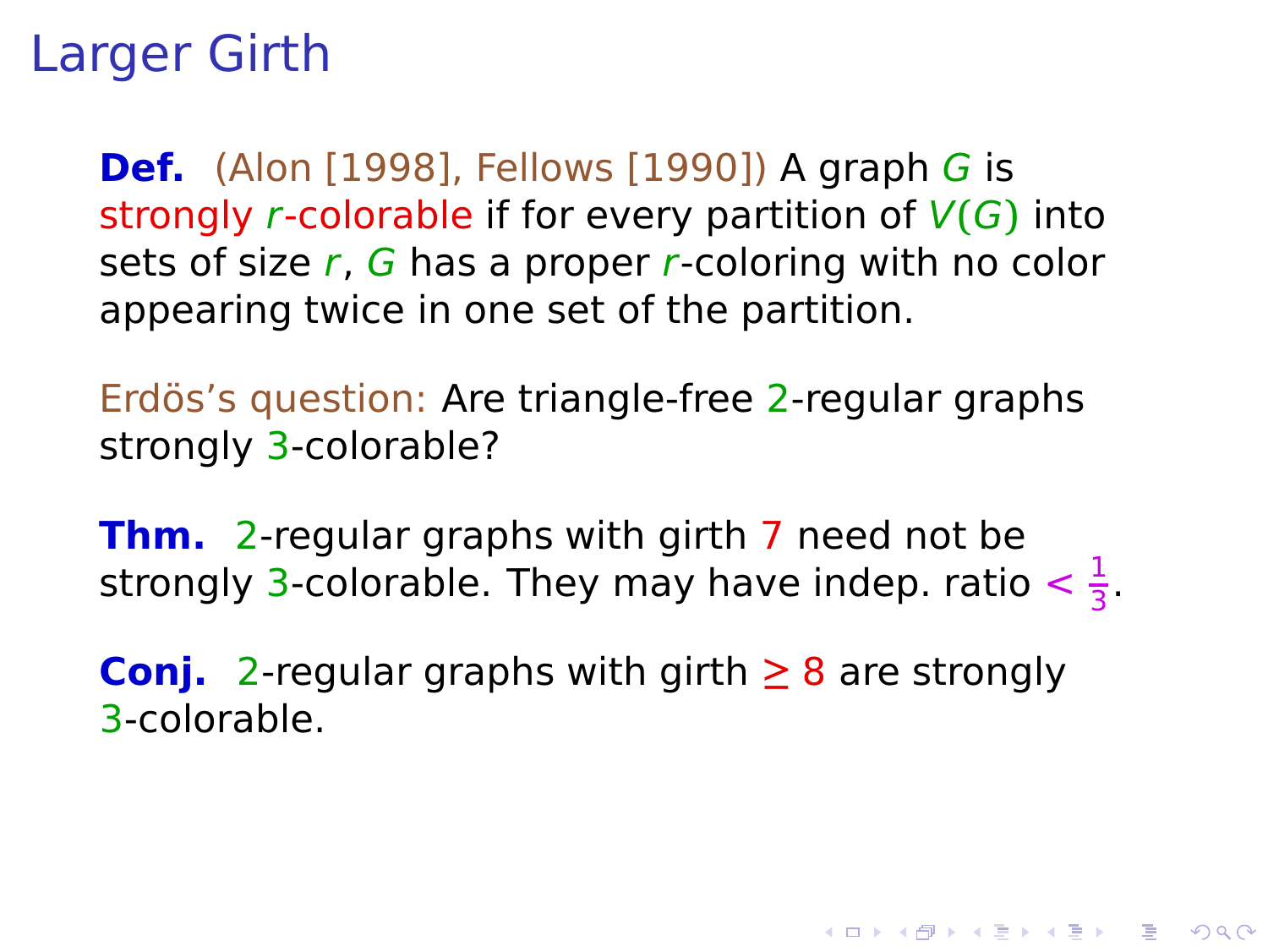# Larger Girth

**Def.** (Alon [1998], Fellows [1990]) A graph $G$ is strongly $r$-colorable if for every partition of $V(G)$ into sets of size $r$, $G$ has a proper $r$-coloring with no color appearing twice in one set of the partition.

Erdös's question: Are triangle-free 2-regular graphs strongly 3-colorable?

**Thm.** 2-regular graphs with girth 7 need not be strongly 3-colorable. They may have indep. ratio $< \frac{1}{3}$.

**Conj.** 2-regular graphs with girth $\geq 8$ are strongly 3-colorable.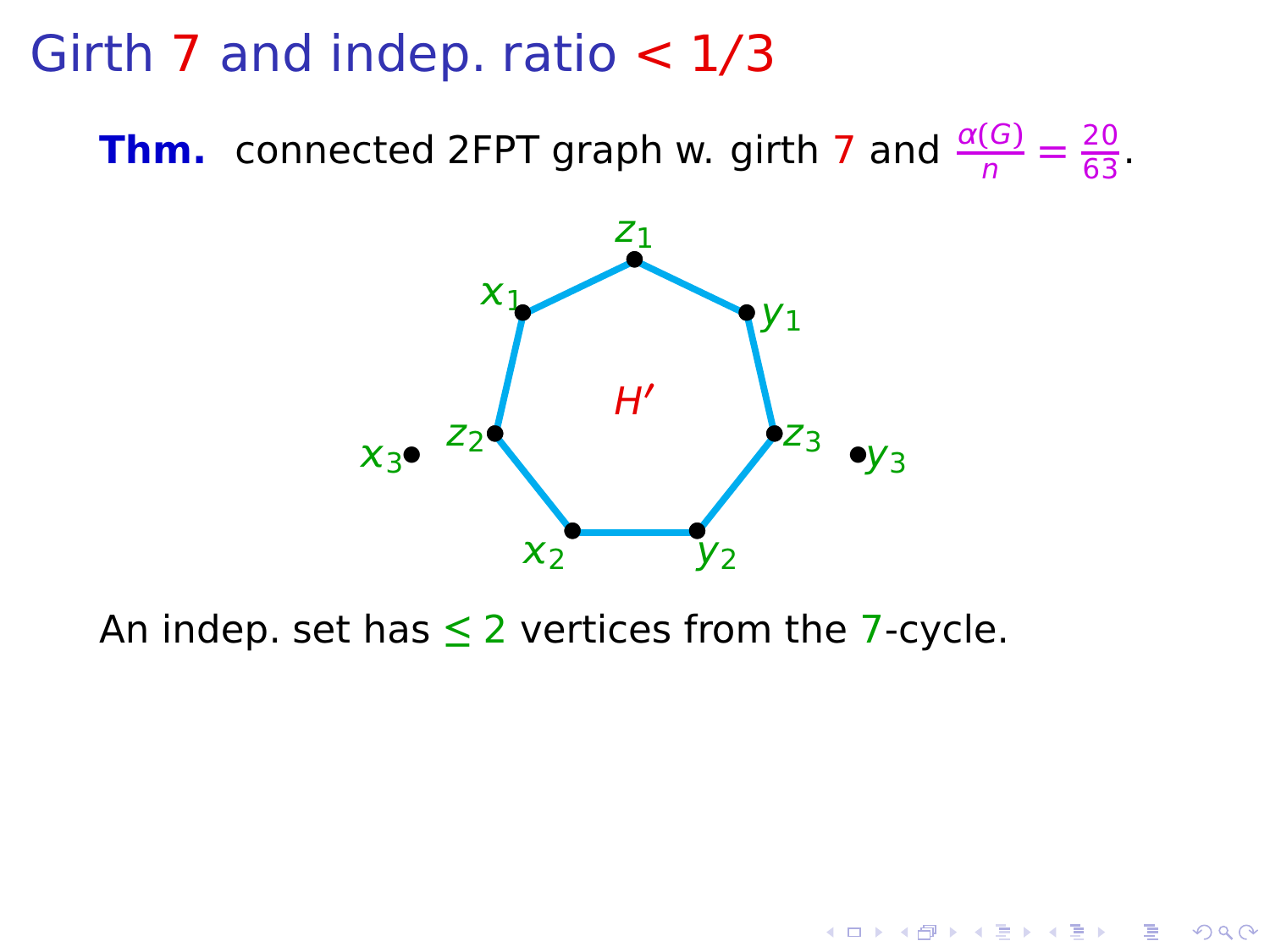# Girth 7 and indep. ratio < 1/3

**Thm.** connected 2FPT graph w. girth 7 and $\frac{\alpha(G)}{n} = \frac{20}{63}$.

An indep. set has $\leq 2$ vertices from the 7-cycle.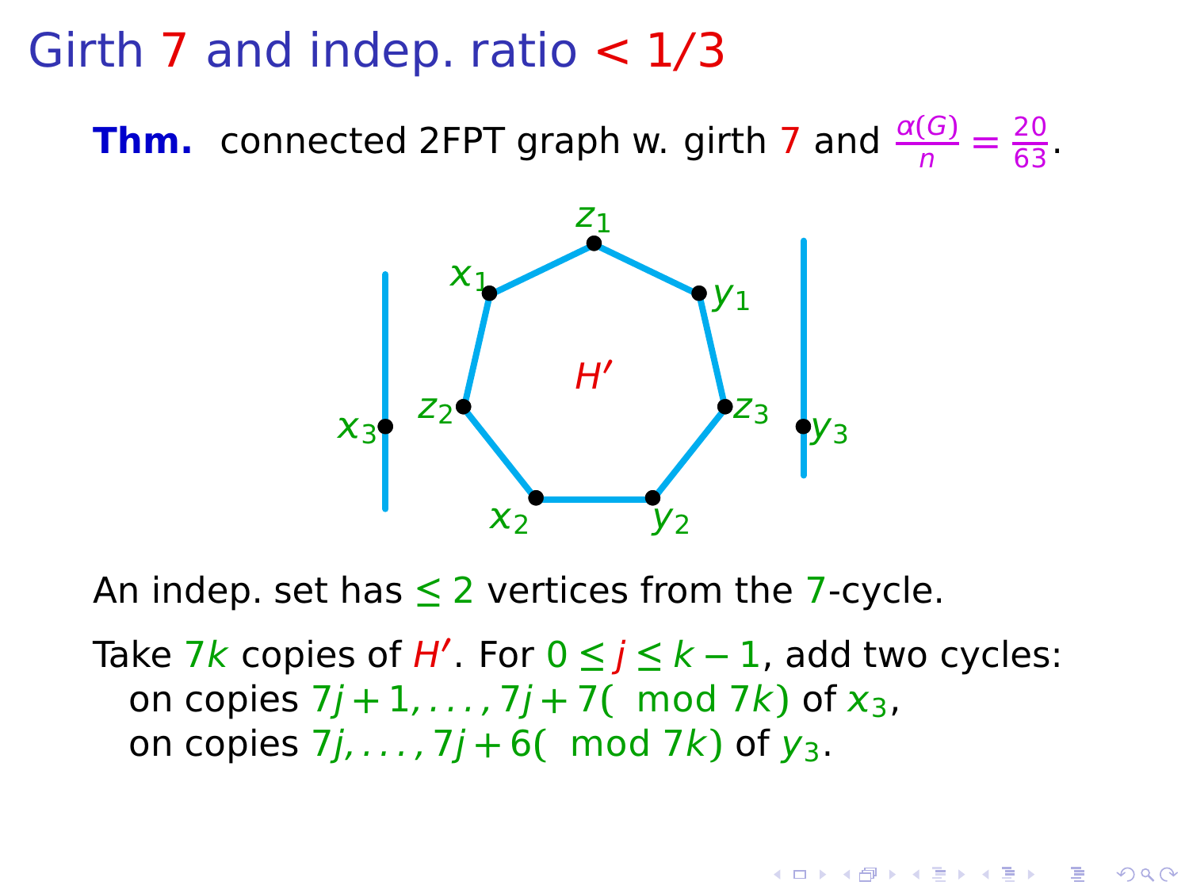# Girth 7 and indep. ratio < 1/3

**Thm.** connected 2FPT graph w. girth 7 and $\frac{\alpha(G)}{n} = \frac{20}{63}$.

An indep. set has $\leq 2$ vertices from the 7-cycle.

Take $7k$ copies of $H'$. For $0 \leq j \leq k-1$, add two cycles:
on copies $7j+1, \ldots, 7j+7 (\mod 7k)$ of $x_3$,
on copies $7j, \ldots, 7j+6 (\mod 7k)$ of $y_3$.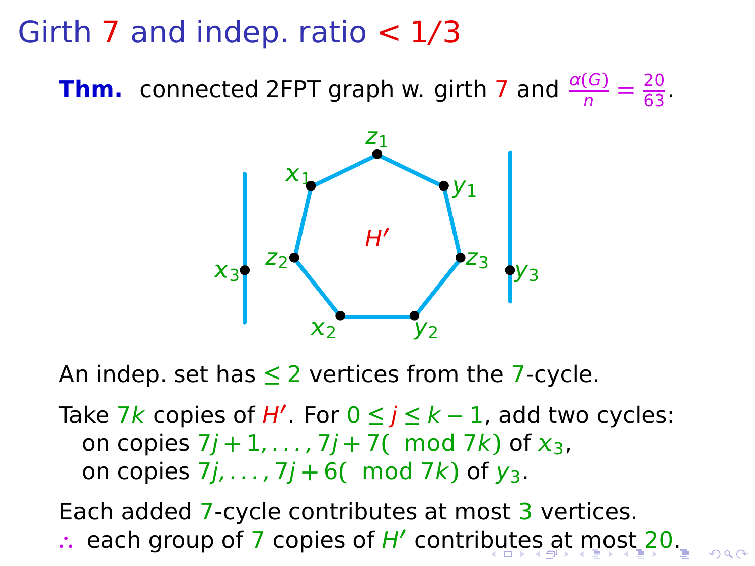# Girth 7 and indep. ratio < 1/3

**Thm.** connected 2FPT graph w. girth 7 and $\frac{\alpha(G)}{n} = \frac{20}{63}$.

An indep. set has $\leq 2$ vertices from the 7-cycle.

Take $7k$ copies of $H'$. For $0 \leq j \leq k-1$, add two cycles:
on copies $7j+1, \ldots, 7j+7 \pmod{7k}$ of $x_3$,
on copies $7j, \ldots, 7j+6 \pmod{7k}$ of $y_3$.

Each added 7-cycle contributes at most 3 vertices.
$\therefore$ each group of 7 copies of $H'$ contributes at most 20.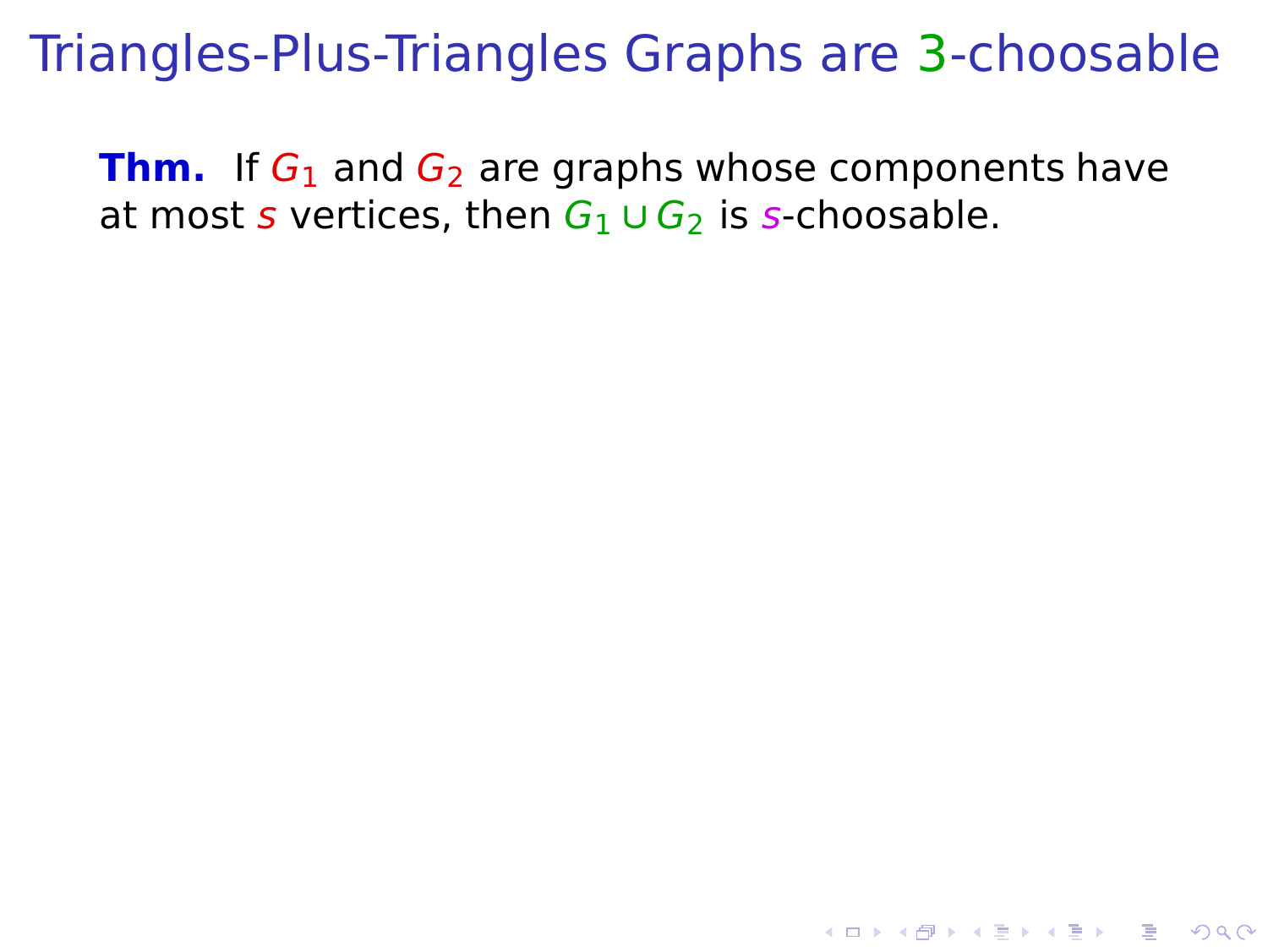# Triangles-Plus-Triangles Graphs are 3-choosable

**Thm.** If $G_1$ and $G_2$ are graphs whose components have at most $s$ vertices, then $G_1 \cup G_2$ is $s$-choosable.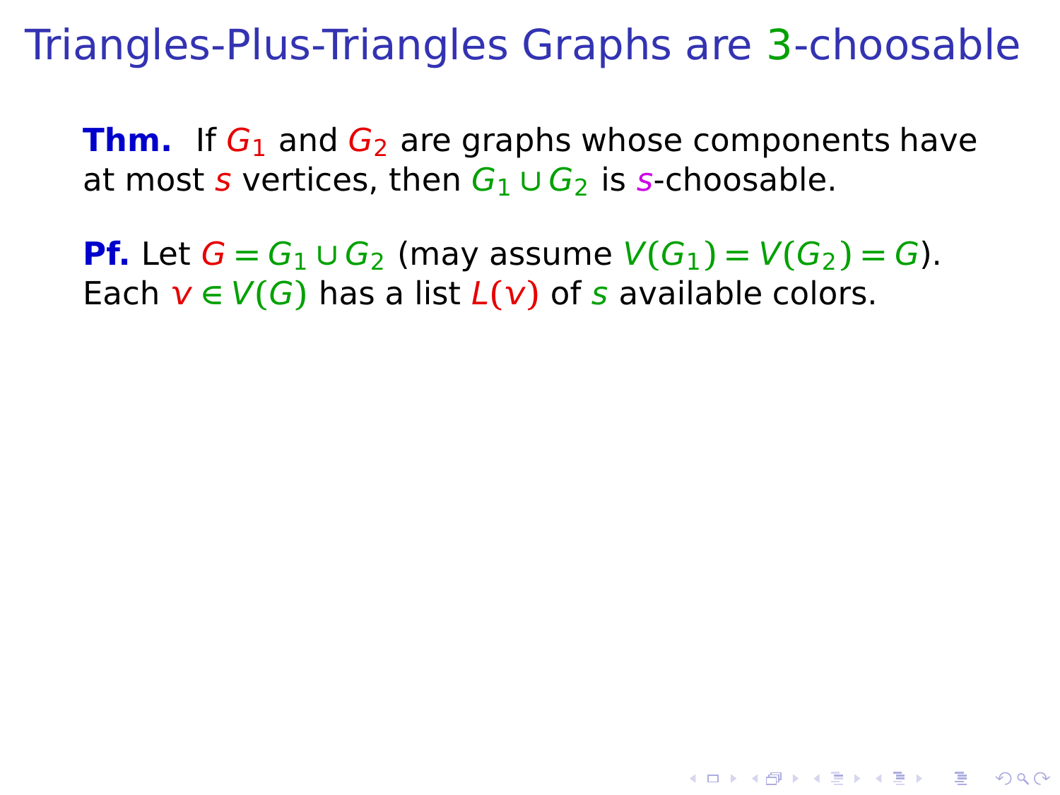# Triangles-Plus-Triangles Graphs are 3-choosable

**Thm.** If $G_1$ and $G_2$ are graphs whose components have at most $s$ vertices, then $G_1 \cup G_2$ is $s$-choosable.

**Pf.** Let $G = G_1 \cup G_2$ (may assume $V(G_1) = V(G_2) = G$). Each $v \in V(G)$ has a list $L(v)$ of $s$ available colors.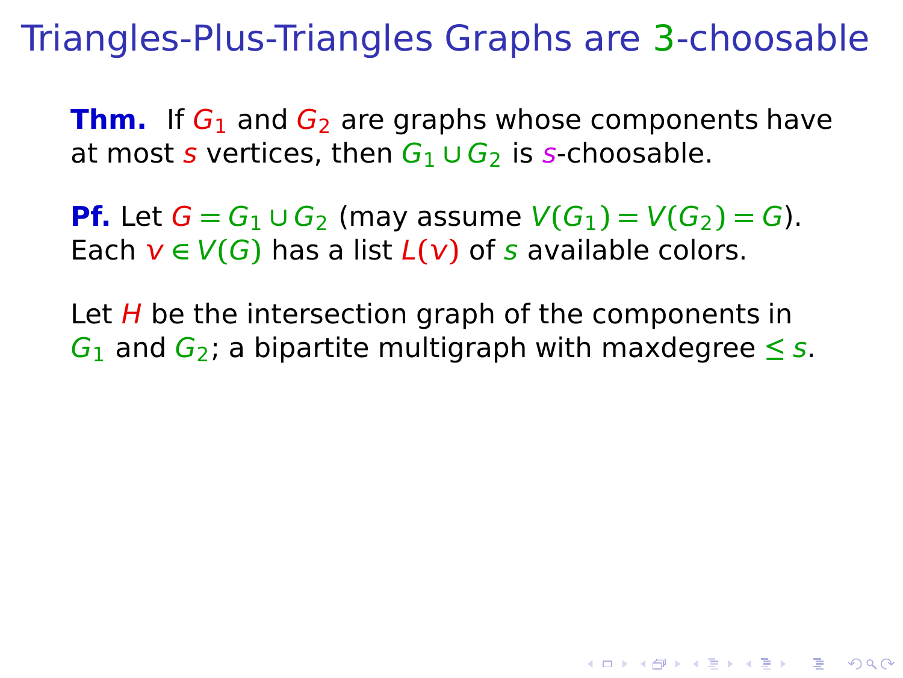# Triangles-Plus-Triangles Graphs are 3-choosable

**Thm.** If $G_1$ and $G_2$ are graphs whose components have at most $s$ vertices, then $G_1 \cup G_2$ is $s$-choosable.

**Pf.** Let $G = G_1 \cup G_2$ (may assume $V(G_1) = V(G_2) = G$). Each $v \in V(G)$ has a list $L(v)$ of $s$ available colors.

Let $H$ be the intersection graph of the components in $G_1$ and $G_2$; a bipartite multigraph with maxdegree $\leq s$.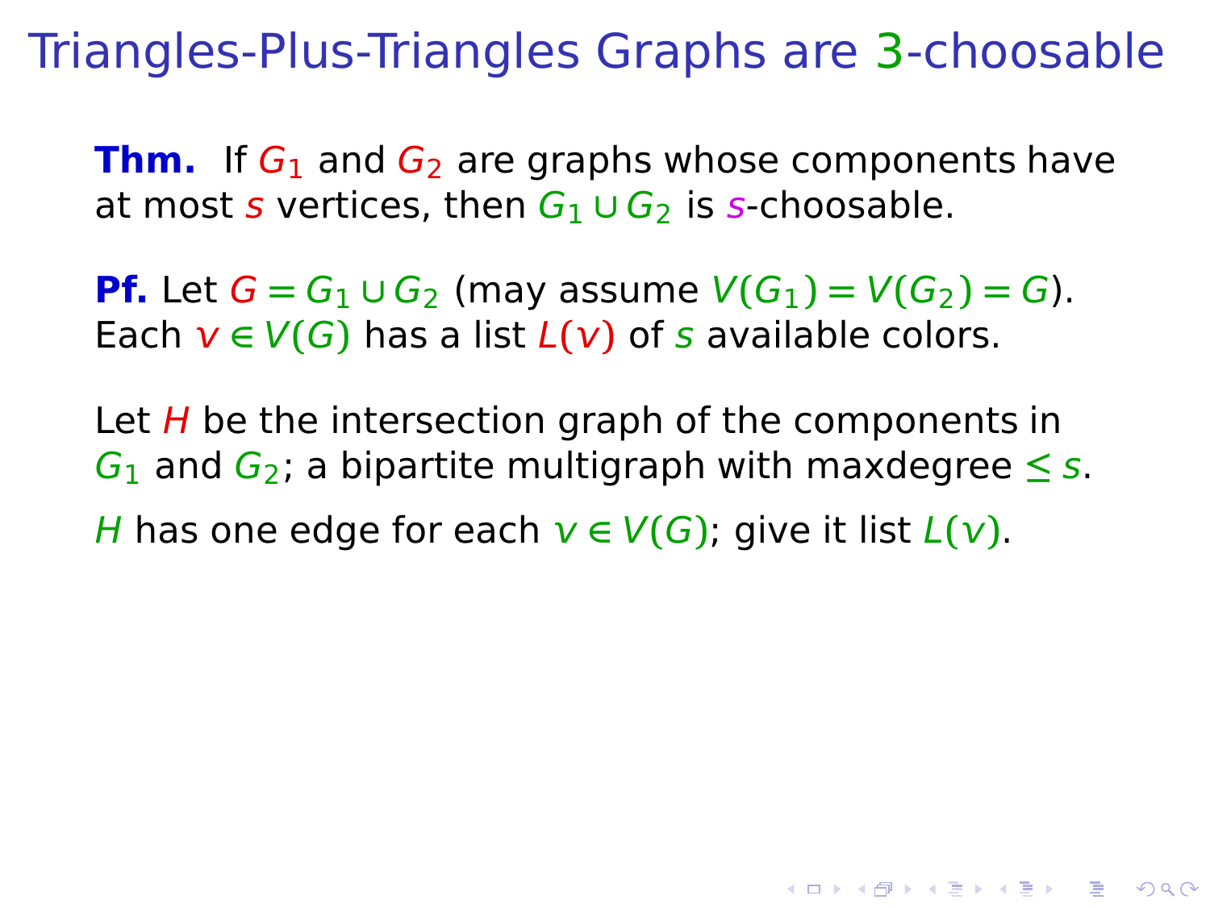# Triangles-Plus-Triangles Graphs are 3-choosable

**Thm.** If $G_1$ and $G_2$ are graphs whose components have at most $s$ vertices, then $G_1 \cup G_2$ is $s$-choosable.

**Pf.** Let $G = G_1 \cup G_2$ (may assume $V(G_1) = V(G_2) = G$). Each $v \in V(G)$ has a list $L(v)$ of $s$ available colors.

Let $H$ be the intersection graph of the components in $G_1$ and $G_2$; a bipartite multigraph with maxdegree $\leq s$.

$H$ has one edge for each $v \in V(G)$; give it list $L(v)$.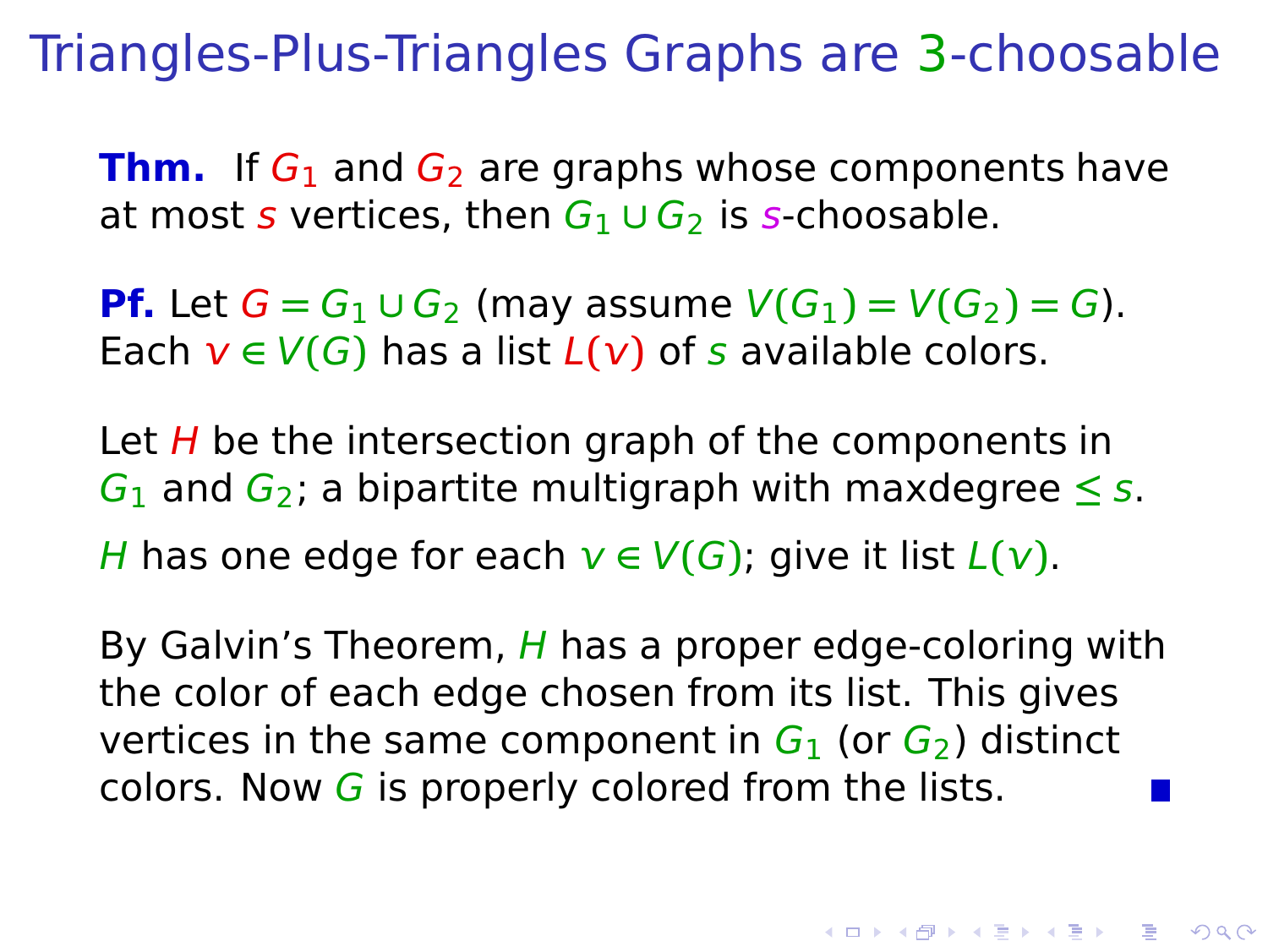# Triangles-Plus-Triangles Graphs are 3-choosable

**Thm.** If $G_1$ and $G_2$ are graphs whose components have at most $s$ vertices, then $G_1 \cup G_2$ is $s$-choosable.

**Pf.** Let $G = G_1 \cup G_2$ (may assume $V(G_1) = V(G_2) = G$). Each $v \in V(G)$ has a list $L(v)$ of $s$ available colors.

Let $H$ be the intersection graph of the components in $G_1$ and $G_2$; a bipartite multigraph with maxdegree $\leq s$.

$H$ has one edge for each $v \in V(G)$; give it list $L(v)$.

By Galvin's Theorem, $H$ has a proper edge-coloring with the color of each edge chosen from its list. This gives vertices in the same component in $G_1$ (or $G_2$) distinct colors. Now $G$ is properly colored from the lists. ∎